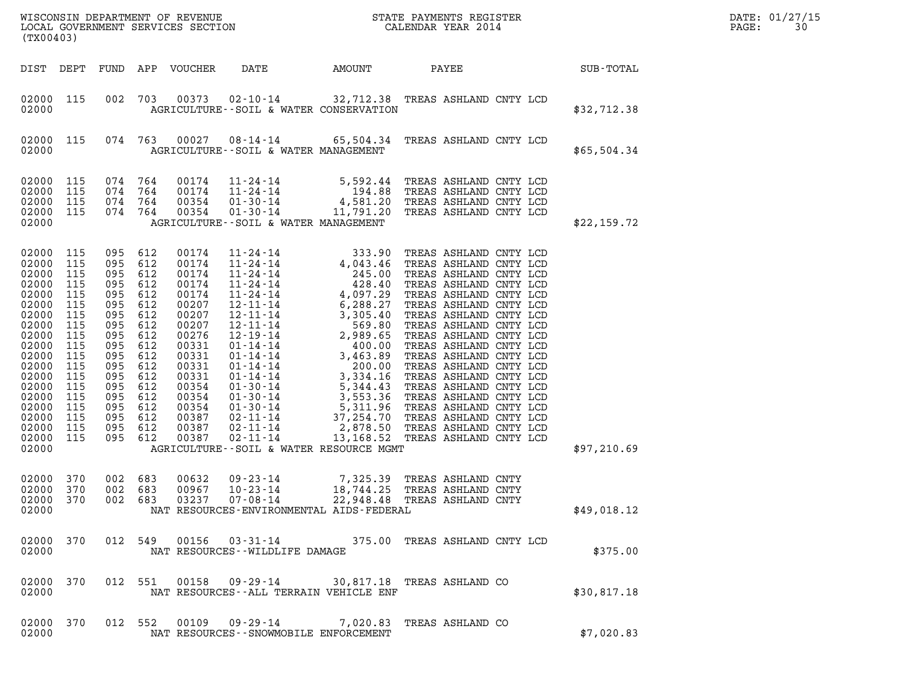WISCONSIN DEPARTMENT OF REVENUE
LOCAL GOVERNMENT SERVICES SECTION
(TX00403)

STATE PAYMENTS REGISTER
CALENDAR YEAR 2014

DATE: 01/27/15

| DIST | DEPT | FUND | APP | VOUCHER | DATE | AMOUNT | PAYEE | SUB-TOTAL |
|---|---|---|---|---|---|---|---|---|
| 02000 | 115 | 002 | 703 | 00373 | 02-10-14 | 32,712.38 | TREAS ASHLAND CNTY LCD | |
| 02000 | | | | | AGRICULTURE--SOIL & WATER CONSERVATION | | | $32,712.38 |
| 02000 | 115 | 074 | 763 | 00027 | 08-14-14 | 65,504.34 | TREAS ASHLAND CNTY LCD | |
| 02000 | | | | | AGRICULTURE--SOIL & WATER MANAGEMENT | | | $65,504.34 |
| 02000 | 115 | 074 | 764 | 00174 | 11-24-14 | 5,592.44 | TREAS ASHLAND CNTY LCD | |
| 02000 | 115 | 074 | 764 | 00174 | 11-24-14 | 194.88 | TREAS ASHLAND CNTY LCD | |
| 02000 | 115 | 074 | 764 | 00354 | 01-30-14 | 4,581.20 | TREAS ASHLAND CNTY LCD | |
| 02000 | 115 | 074 | 764 | 00354 | 01-30-14 | 11,791.20 | TREAS ASHLAND CNTY LCD | |
| 02000 | | | | | AGRICULTURE--SOIL & WATER MANAGEMENT | | | $22,159.72 |
| 02000 | 115 | 095 | 612 | 00174 | 11-24-14 | 333.90 | TREAS ASHLAND CNTY LCD | |
| 02000 | 115 | 095 | 612 | 00174 | 11-24-14 | 4,043.46 | TREAS ASHLAND CNTY LCD | |
| 02000 | 115 | 095 | 612 | 00174 | 11-24-14 | 245.00 | TREAS ASHLAND CNTY LCD | |
| 02000 | 115 | 095 | 612 | 00174 | 11-24-14 | 428.40 | TREAS ASHLAND CNTY LCD | |
| 02000 | 115 | 095 | 612 | 00174 | 11-24-14 | 4,097.29 | TREAS ASHLAND CNTY LCD | |
| 02000 | 115 | 095 | 612 | 00207 | 12-11-14 | 6,288.27 | TREAS ASHLAND CNTY LCD | |
| 02000 | 115 | 095 | 612 | 00207 | 12-11-14 | 3,305.40 | TREAS ASHLAND CNTY LCD | |
| 02000 | 115 | 095 | 612 | 00207 | 12-11-14 | 569.80 | TREAS ASHLAND CNTY LCD | |
| 02000 | 115 | 095 | 612 | 00276 | 12-19-14 | 2,989.65 | TREAS ASHLAND CNTY LCD | |
| 02000 | 115 | 095 | 612 | 00331 | 01-14-14 | 400.00 | TREAS ASHLAND CNTY LCD | |
| 02000 | 115 | 095 | 612 | 00331 | 01-14-14 | 3,463.89 | TREAS ASHLAND CNTY LCD | |
| 02000 | 115 | 095 | 612 | 00331 | 01-14-14 | 200.00 | TREAS ASHLAND CNTY LCD | |
| 02000 | 115 | 095 | 612 | 00331 | 01-14-14 | 3,334.16 | TREAS ASHLAND CNTY LCD | |
| 02000 | 115 | 095 | 612 | 00354 | 01-30-14 | 5,344.43 | TREAS ASHLAND CNTY LCD | |
| 02000 | 115 | 095 | 612 | 00354 | 01-30-14 | 3,553.36 | TREAS ASHLAND CNTY LCD | |
| 02000 | 115 | 095 | 612 | 00354 | 01-30-14 | 5,311.96 | TREAS ASHLAND CNTY LCD | |
| 02000 | 115 | 095 | 612 | 00387 | 02-11-14 | 37,254.70 | TREAS ASHLAND CNTY LCD | |
| 02000 | 115 | 095 | 612 | 00387 | 02-11-14 | 2,878.50 | TREAS ASHLAND CNTY LCD | |
| 02000 | 115 | 095 | 612 | 00387 | 02-11-14 | 13,168.52 | TREAS ASHLAND CNTY LCD | |
| 02000 | | | | | AGRICULTURE--SOIL & WATER RESOURCE MGMT | | | $97,210.69 |
| 02000 | 370 | 002 | 683 | 00632 | 09-23-14 | 7,325.39 | TREAS ASHLAND CNTY | |
| 02000 | 370 | 002 | 683 | 00967 | 10-23-14 | 18,744.25 | TREAS ASHLAND CNTY | |
| 02000 | 370 | 002 | 683 | 03237 | 07-08-14 | 22,948.48 | TREAS ASHLAND CNTY | |
| 02000 | | | | | NAT RESOURCES-ENVIRONMENTAL AIDS-FEDERAL | | | $49,018.12 |
| 02000 | 370 | 012 | 549 | 00156 | 03-31-14 | 375.00 | TREAS ASHLAND CNTY LCD | |
| 02000 | | | | | NAT RESOURCES--WILDLIFE DAMAGE | | | $375.00 |
| 02000 | 370 | 012 | 551 | 00158 | 09-29-14 | 30,817.18 | TREAS ASHLAND CO | |
| 02000 | | | | | NAT RESOURCES--ALL TERRAIN VEHICLE ENF | | | $30,817.18 |
| 02000 | 370 | 012 | 552 | 00109 | 09-29-14 | 7,020.83 | TREAS ASHLAND CO | |
| 02000 | | | | | NAT RESOURCES--SNOWMOBILE ENFORCEMENT | | | $7,020.83 |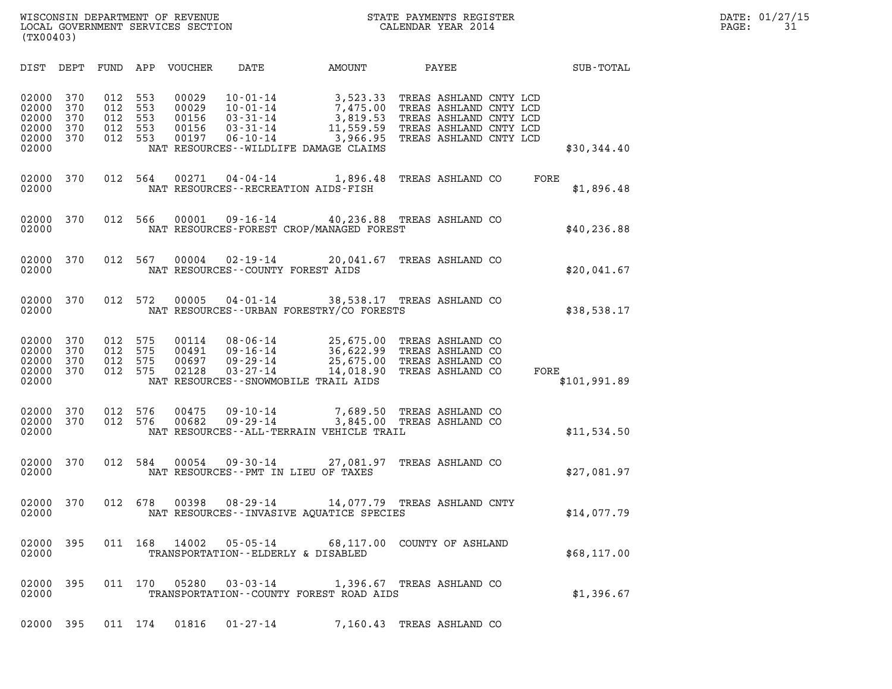WISCONSIN DEPARTMENT OF REVENUE
LOCAL GOVERNMENT SERVICES SECTION
(TX00403)

STATE PAYMENTS REGISTER
CALENDAR YEAR 2014

DATE: 01/27/15
PAGE: 31

| DIST | DEPT | FUND | APP | VOUCHER | DATE | AMOUNT | PAYEE | | SUB-TOTAL |
|---|---|---|---|---|---|---|---|---|---|
| 02000 | 370 | 012 | 553 | 00029 | 10-01-14 | 3,523.33 | TREAS ASHLAND CNTY LCD | | |
| 02000 | 370 | 012 | 553 | 00029 | 10-01-14 | 7,475.00 | TREAS ASHLAND CNTY LCD | | |
| 02000 | 370 | 012 | 553 | 00156 | 03-31-14 | 3,819.53 | TREAS ASHLAND CNTY LCD | | |
| 02000 | 370 | 012 | 553 | 00156 | 03-31-14 | 11,559.59 | TREAS ASHLAND CNTY LCD | | |
| 02000 | 370 | 012 | 553 | 00197 | 06-10-14 | 3,966.95 | TREAS ASHLAND CNTY LCD | | |
| 02000 | | | | | NAT RESOURCES--WILDLIFE DAMAGE CLAIMS | | | | $30,344.40 |
| 02000 | 370 | 012 | 564 | 00271 | 04-04-14 | 1,896.48 | TREAS ASHLAND CO | FORE | |
| 02000 | | | | | NAT RESOURCES--RECREATION AIDS-FISH | | | | $1,896.48 |
| 02000 | 370 | 012 | 566 | 00001 | 09-16-14 | 40,236.88 | TREAS ASHLAND CO | | |
| 02000 | | | | | NAT RESOURCES-FOREST CROP/MANAGED FOREST | | | | $40,236.88 |
| 02000 | 370 | 012 | 567 | 00004 | 02-19-14 | 20,041.67 | TREAS ASHLAND CO | | |
| 02000 | | | | | NAT RESOURCES--COUNTY FOREST AIDS | | | | $20,041.67 |
| 02000 | 370 | 012 | 572 | 00005 | 04-01-14 | 38,538.17 | TREAS ASHLAND CO | | |
| 02000 | | | | | NAT RESOURCES--URBAN FORESTRY/CO FORESTS | | | | $38,538.17 |
| 02000 | 370 | 012 | 575 | 00114 | 08-06-14 | 25,675.00 | TREAS ASHLAND CO | | |
| 02000 | 370 | 012 | 575 | 00491 | 09-16-14 | 36,622.99 | TREAS ASHLAND CO | | |
| 02000 | 370 | 012 | 575 | 00697 | 09-29-14 | 25,675.00 | TREAS ASHLAND CO | | |
| 02000 | 370 | 012 | 575 | 02128 | 03-27-14 | 14,018.90 | TREAS ASHLAND CO | FORE | |
| 02000 | | | | | NAT RESOURCES--SNOWMOBILE TRAIL AIDS | | | | $101,991.89 |
| 02000 | 370 | 012 | 576 | 00475 | 09-10-14 | 7,689.50 | TREAS ASHLAND CO | | |
| 02000 | 370 | 012 | 576 | 00682 | 09-29-14 | 3,845.00 | TREAS ASHLAND CO | | |
| 02000 | | | | | NAT RESOURCES--ALL-TERRAIN VEHICLE TRAIL | | | | $11,534.50 |
| 02000 | 370 | 012 | 584 | 00054 | 09-30-14 | 27,081.97 | TREAS ASHLAND CO | | |
| 02000 | | | | | NAT RESOURCES--PMT IN LIEU OF TAXES | | | | $27,081.97 |
| 02000 | 370 | 012 | 678 | 00398 | 08-29-14 | 14,077.79 | TREAS ASHLAND CNTY | | |
| 02000 | | | | | NAT RESOURCES--INVASIVE AQUATICE SPECIES | | | | $14,077.79 |
| 02000 | 395 | 011 | 168 | 14002 | 05-05-14 | 68,117.00 | COUNTY OF ASHLAND | | |
| 02000 | | | | | TRANSPORTATION--ELDERLY & DISABLED | | | | $68,117.00 |
| 02000 | 395 | 011 | 170 | 05280 | 03-03-14 | 1,396.67 | TREAS ASHLAND CO | | |
| 02000 | | | | | TRANSPORTATION--COUNTY FOREST ROAD AIDS | | | | $1,396.67 |
| 02000 | 395 | 011 | 174 | 01816 | 01-27-14 | 7,160.43 | TREAS ASHLAND CO | | |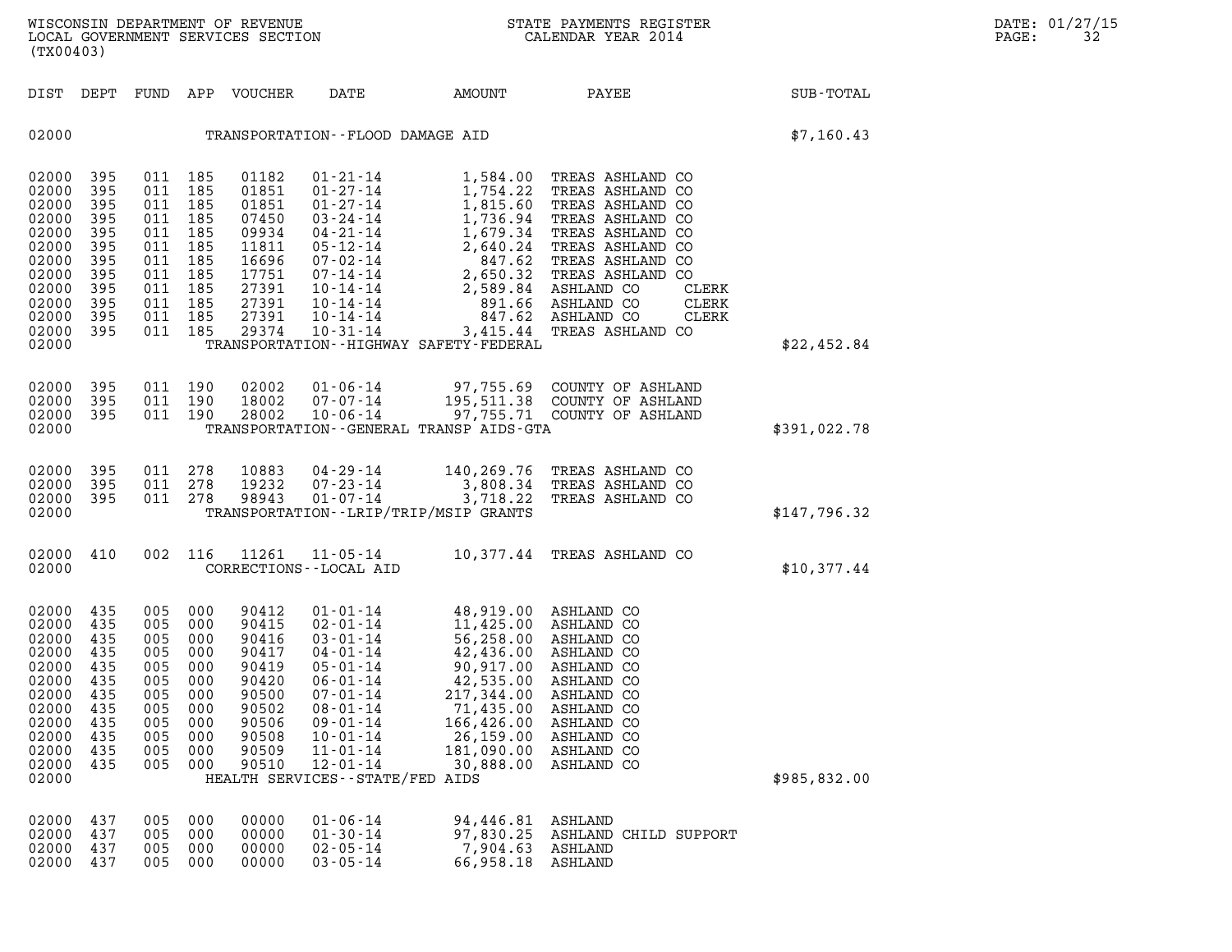WISCONSIN DEPARTMENT OF REVENUE
LOCAL GOVERNMENT SERVICES SECTION
(TX00403)

STATE PAYMENTS REGISTER
CALENDAR YEAR 2014

DATE: 01/27/15

| DIST | DEPT | FUND | APP | VOUCHER | DATE | AMOUNT | PAYEE | SUB-TOTAL |
|---|---|---|---|---|---|---|---|---|
| 02000 | | | | | TRANSPORTATION--FLOOD DAMAGE AID | | | $7,160.43 |
| 02000 | 395 | 011 | 185 | 01182 | 01-21-14 | 1,584.00 | TREAS ASHLAND CO | |
| 02000 | 395 | 011 | 185 | 01851 | 01-27-14 | 1,754.22 | TREAS ASHLAND CO | |
| 02000 | 395 | 011 | 185 | 01851 | 01-27-14 | 1,815.60 | TREAS ASHLAND CO | |
| 02000 | 395 | 011 | 185 | 07450 | 03-24-14 | 1,736.94 | TREAS ASHLAND CO | |
| 02000 | 395 | 011 | 185 | 09934 | 04-21-14 | 1,679.34 | TREAS ASHLAND CO | |
| 02000 | 395 | 011 | 185 | 11811 | 05-12-14 | 2,640.24 | TREAS ASHLAND CO | |
| 02000 | 395 | 011 | 185 | 16696 | 07-02-14 | 847.62 | TREAS ASHLAND CO | |
| 02000 | 395 | 011 | 185 | 17751 | 07-14-14 | 2,650.32 | TREAS ASHLAND CO | |
| 02000 | 395 | 011 | 185 | 27391 | 10-14-14 | 2,589.84 | ASHLAND CO CLERK | |
| 02000 | 395 | 011 | 185 | 27391 | 10-14-14 | 891.66 | ASHLAND CO CLERK | |
| 02000 | 395 | 011 | 185 | 27391 | 10-14-14 | 847.62 | ASHLAND CO CLERK | |
| 02000 | 395 | 011 | 185 | 29374 | 10-31-14 | 3,415.44 | TREAS ASHLAND CO | |
| 02000 | | | | | TRANSPORTATION--HIGHWAY SAFETY-FEDERAL | | | $22,452.84 |
| 02000 | 395 | 011 | 190 | 02002 | 01-06-14 | 97,755.69 | COUNTY OF ASHLAND | |
| 02000 | 395 | 011 | 190 | 18002 | 07-07-14 | 195,511.38 | COUNTY OF ASHLAND | |
| 02000 | 395 | 011 | 190 | 28002 | 10-06-14 | 97,755.71 | COUNTY OF ASHLAND | |
| 02000 | | | | | TRANSPORTATION--GENERAL TRANSP AIDS-GTA | | | $391,022.78 |
| 02000 | 395 | 011 | 278 | 10883 | 04-29-14 | 140,269.76 | TREAS ASHLAND CO | |
| 02000 | 395 | 011 | 278 | 19232 | 07-23-14 | 3,808.34 | TREAS ASHLAND CO | |
| 02000 | 395 | 011 | 278 | 98943 | 01-07-14 | 3,718.22 | TREAS ASHLAND CO | |
| 02000 | | | | | TRANSPORTATION--LRIP/TRIP/MSIP GRANTS | | | $147,796.32 |
| 02000 | 410 | 002 | 116 | 11261 | 11-05-14 | 10,377.44 | TREAS ASHLAND CO | |
| 02000 | | | | | CORRECTIONS--LOCAL AID | | | $10,377.44 |
| 02000 | 435 | 005 | 000 | 90412 | 01-01-14 | 48,919.00 | ASHLAND CO | |
| 02000 | 435 | 005 | 000 | 90415 | 02-01-14 | 11,425.00 | ASHLAND CO | |
| 02000 | 435 | 005 | 000 | 90416 | 03-01-14 | 56,258.00 | ASHLAND CO | |
| 02000 | 435 | 005 | 000 | 90417 | 04-01-14 | 42,436.00 | ASHLAND CO | |
| 02000 | 435 | 005 | 000 | 90419 | 05-01-14 | 90,917.00 | ASHLAND CO | |
| 02000 | 435 | 005 | 000 | 90420 | 06-01-14 | 42,535.00 | ASHLAND CO | |
| 02000 | 435 | 005 | 000 | 90500 | 07-01-14 | 217,344.00 | ASHLAND CO | |
| 02000 | 435 | 005 | 000 | 90502 | 08-01-14 | 71,435.00 | ASHLAND CO | |
| 02000 | 435 | 005 | 000 | 90506 | 09-01-14 | 166,426.00 | ASHLAND CO | |
| 02000 | 435 | 005 | 000 | 90508 | 10-01-14 | 26,159.00 | ASHLAND CO | |
| 02000 | 435 | 005 | 000 | 90509 | 11-01-14 | 181,090.00 | ASHLAND CO | |
| 02000 | 435 | 005 | 000 | 90510 | 12-01-14 | 30,888.00 | ASHLAND CO | |
| 02000 | | | | | HEALTH SERVICES--STATE/FED AIDS | | | $985,832.00 |
| 02000 | 437 | 005 | 000 | 00000 | 01-06-14 | 94,446.81 | ASHLAND | |
| 02000 | 437 | 005 | 000 | 00000 | 01-30-14 | 97,830.25 | ASHLAND CHILD SUPPORT | |
| 02000 | 437 | 005 | 000 | 00000 | 02-05-14 | 7,904.63 | ASHLAND | |
| 02000 | 437 | 005 | 000 | 00000 | 03-05-14 | 66,958.18 | ASHLAND | |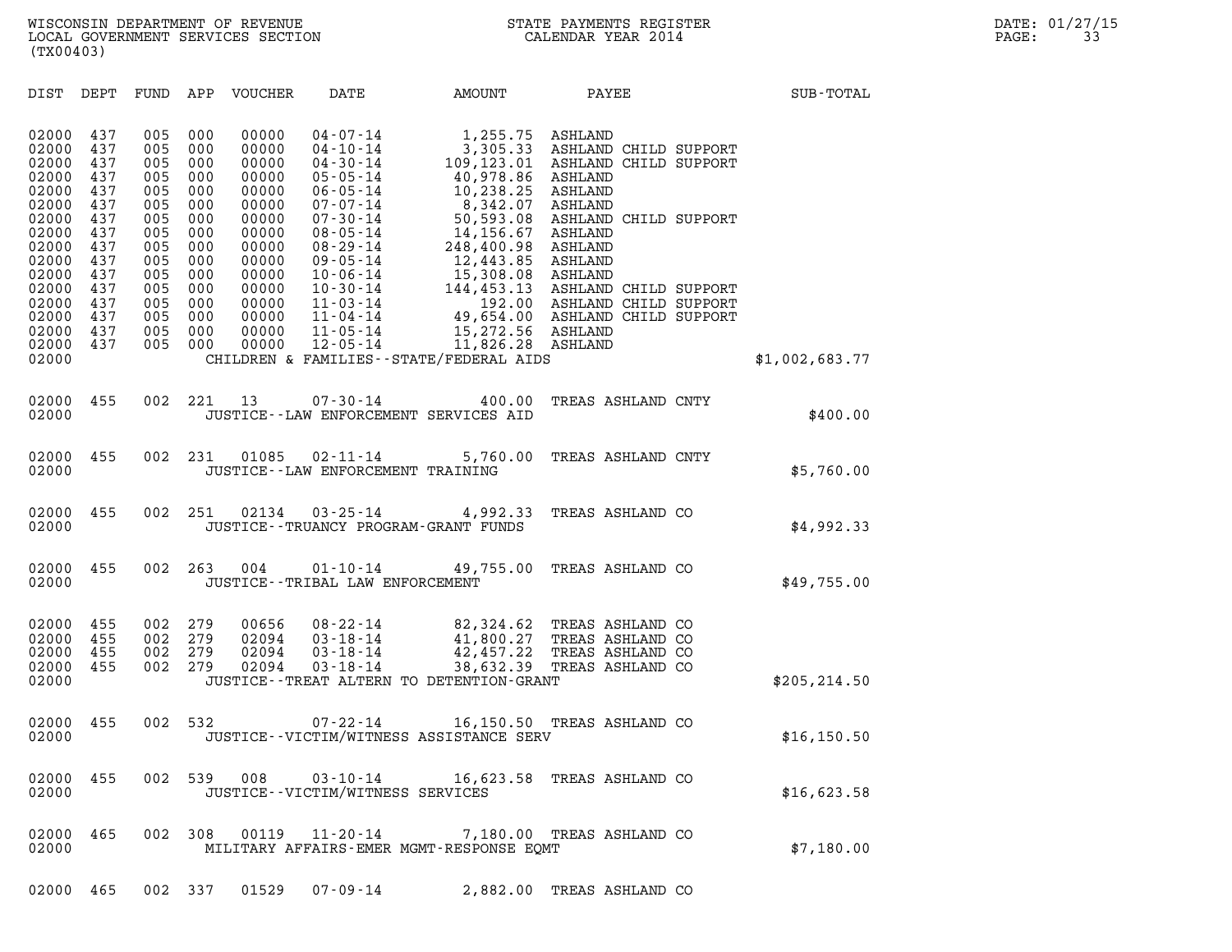WISCONSIN DEPARTMENT OF REVENUE
LOCAL GOVERNMENT SERVICES SECTION
(TX00403)

STATE PAYMENTS REGISTER
CALENDAR YEAR 2014

DATE: 01/27/15

| DIST | DEPT | FUND | APP | VOUCHER | DATE | AMOUNT | PAYEE | SUB-TOTAL |
|---|---|---|---|---|---|---|---|---|
| 02000 | 437 | 005 | 000 | 00000 | 04-07-14 | 1,255.75 | ASHLAND | |
| 02000 | 437 | 005 | 000 | 00000 | 04-10-14 | 3,305.33 | ASHLAND CHILD SUPPORT | |
| 02000 | 437 | 005 | 000 | 00000 | 04-30-14 | 109,123.01 | ASHLAND CHILD SUPPORT | |
| 02000 | 437 | 005 | 000 | 00000 | 05-05-14 | 40,978.86 | ASHLAND | |
| 02000 | 437 | 005 | 000 | 00000 | 06-05-14 | 10,238.25 | ASHLAND | |
| 02000 | 437 | 005 | 000 | 00000 | 07-07-14 | 8,342.07 | ASHLAND | |
| 02000 | 437 | 005 | 000 | 00000 | 07-30-14 | 50,593.08 | ASHLAND CHILD SUPPORT | |
| 02000 | 437 | 005 | 000 | 00000 | 08-05-14 | 14,156.67 | ASHLAND | |
| 02000 | 437 | 005 | 000 | 00000 | 08-29-14 | 248,400.98 | ASHLAND | |
| 02000 | 437 | 005 | 000 | 00000 | 09-05-14 | 12,443.85 | ASHLAND | |
| 02000 | 437 | 005 | 000 | 00000 | 10-06-14 | 15,308.08 | ASHLAND | |
| 02000 | 437 | 005 | 000 | 00000 | 10-30-14 | 144,453.13 | ASHLAND CHILD SUPPORT | |
| 02000 | 437 | 005 | 000 | 00000 | 11-03-14 | 192.00 | ASHLAND CHILD SUPPORT | |
| 02000 | 437 | 005 | 000 | 00000 | 11-04-14 | 49,654.00 | ASHLAND CHILD SUPPORT | |
| 02000 | 437 | 005 | 000 | 00000 | 11-05-14 | 15,272.56 | ASHLAND | |
| 02000 | 437 | 005 | 000 | 00000 | 12-05-14 | 11,826.28 | ASHLAND | |
| 02000 | | | | | CHILDREN & FAMILIES--STATE/FEDERAL AIDS | | | $1,002,683.77 |
| 02000 | 455 | 002 | 221 | 13 | 07-30-14 | 400.00 | TREAS ASHLAND CNTY | |
| 02000 | | | | | JUSTICE--LAW ENFORCEMENT SERVICES AID | | | $400.00 |
| 02000 | 455 | 002 | 231 | 01085 | 02-11-14 | 5,760.00 | TREAS ASHLAND CNTY | |
| 02000 | | | | | JUSTICE--LAW ENFORCEMENT TRAINING | | | $5,760.00 |
| 02000 | 455 | 002 | 251 | 02134 | 03-25-14 | 4,992.33 | TREAS ASHLAND CO | |
| 02000 | | | | | JUSTICE--TRUANCY PROGRAM-GRANT FUNDS | | | $4,992.33 |
| 02000 | 455 | 002 | 263 | 004 | 01-10-14 | 49,755.00 | TREAS ASHLAND CO | |
| 02000 | | | | | JUSTICE--TRIBAL LAW ENFORCEMENT | | | $49,755.00 |
| 02000 | 455 | 002 | 279 | 00656 | 08-22-14 | 82,324.62 | TREAS ASHLAND CO | |
| 02000 | 455 | 002 | 279 | 02094 | 03-18-14 | 41,800.27 | TREAS ASHLAND CO | |
| 02000 | 455 | 002 | 279 | 02094 | 03-18-14 | 42,457.22 | TREAS ASHLAND CO | |
| 02000 | 455 | 002 | 279 | 02094 | 03-18-14 | 38,632.39 | TREAS ASHLAND CO | |
| 02000 | | | | | JUSTICE--TREAT ALTERN TO DETENTION-GRANT | | | $205,214.50 |
| 02000 | 455 | 002 | 532 | | 07-22-14 | 16,150.50 | TREAS ASHLAND CO | |
| 02000 | | | | | JUSTICE--VICTIM/WITNESS ASSISTANCE SERV | | | $16,150.50 |
| 02000 | 455 | 002 | 539 | 008 | 03-10-14 | 16,623.58 | TREAS ASHLAND CO | |
| 02000 | | | | | JUSTICE--VICTIM/WITNESS SERVICES | | | $16,623.58 |
| 02000 | 465 | 002 | 308 | 00119 | 11-20-14 | 7,180.00 | TREAS ASHLAND CO | |
| 02000 | | | | | MILITARY AFFAIRS-EMER MGMT-RESPONSE EQMT | | | $7,180.00 |
| 02000 | 465 | 002 | 337 | 01529 | 07-09-14 | 2,882.00 | TREAS ASHLAND CO | |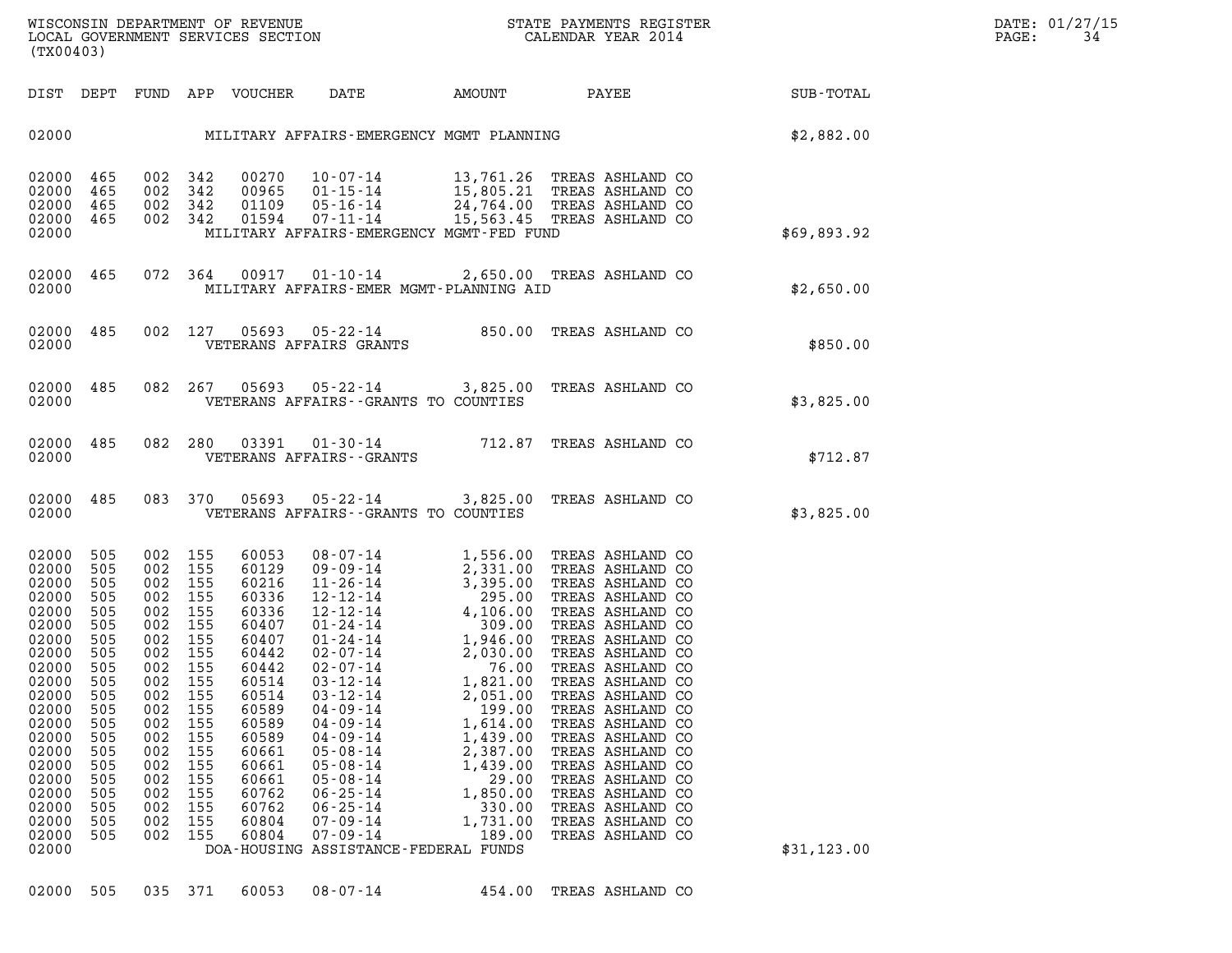WISCONSIN DEPARTMENT OF REVENUE
LOCAL GOVERNMENT SERVICES SECTION
(TX00403)

STATE PAYMENTS REGISTER
CALENDAR YEAR 2014

DATE: 01/27/15

| DIST | DEPT | FUND | APP | VOUCHER | DATE | AMOUNT | PAYEE | SUB-TOTAL |
|---|---|---|---|---|---|---|---|---|
| 02000 | | | | | MILITARY AFFAIRS-EMERGENCY MGMT PLANNING | | | $2,882.00 |
| 02000 | 465 | 002 | 342 | 00270 | 10-07-14 | 13,761.26 | TREAS ASHLAND CO | |
| 02000 | 465 | 002 | 342 | 00965 | 01-15-14 | 15,805.21 | TREAS ASHLAND CO | |
| 02000 | 465 | 002 | 342 | 01109 | 05-16-14 | 24,764.00 | TREAS ASHLAND CO | |
| 02000 | 465 | 002 | 342 | 01594 | 07-11-14 | 15,563.45 | TREAS ASHLAND CO | |
| 02000 | | | | | MILITARY AFFAIRS-EMERGENCY MGMT-FED FUND | | | $69,893.92 |
| 02000 | 465 | 072 | 364 | 00917 | 01-10-14 | 2,650.00 | TREAS ASHLAND CO | |
| 02000 | | | | | MILITARY AFFAIRS-EMER MGMT-PLANNING AID | | | $2,650.00 |
| 02000 | 485 | 002 | 127 | 05693 | 05-22-14 | 850.00 | TREAS ASHLAND CO | |
| 02000 | | | | | VETERANS AFFAIRS GRANTS | | | $850.00 |
| 02000 | 485 | 082 | 267 | 05693 | 05-22-14 | 3,825.00 | TREAS ASHLAND CO | |
| 02000 | | | | | VETERANS AFFAIRS--GRANTS TO COUNTIES | | | $3,825.00 |
| 02000 | 485 | 082 | 280 | 03391 | 01-30-14 | 712.87 | TREAS ASHLAND CO | |
| 02000 | | | | | VETERANS AFFAIRS--GRANTS | | | $712.87 |
| 02000 | 485 | 083 | 370 | 05693 | 05-22-14 | 3,825.00 | TREAS ASHLAND CO | |
| 02000 | | | | | VETERANS AFFAIRS--GRANTS TO COUNTIES | | | $3,825.00 |
| 02000 | 505 | 002 | 155 | 60053 | 08-07-14 | 1,556.00 | TREAS ASHLAND CO | |
| 02000 | 505 | 002 | 155 | 60129 | 09-09-14 | 2,331.00 | TREAS ASHLAND CO | |
| 02000 | 505 | 002 | 155 | 60216 | 11-26-14 | 3,395.00 | TREAS ASHLAND CO | |
| 02000 | 505 | 002 | 155 | 60336 | 12-12-14 | 295.00 | TREAS ASHLAND CO | |
| 02000 | 505 | 002 | 155 | 60336 | 12-12-14 | 4,106.00 | TREAS ASHLAND CO | |
| 02000 | 505 | 002 | 155 | 60407 | 01-24-14 | 309.00 | TREAS ASHLAND CO | |
| 02000 | 505 | 002 | 155 | 60407 | 01-24-14 | 1,946.00 | TREAS ASHLAND CO | |
| 02000 | 505 | 002 | 155 | 60442 | 02-07-14 | 2,030.00 | TREAS ASHLAND CO | |
| 02000 | 505 | 002 | 155 | 60442 | 02-07-14 | 76.00 | TREAS ASHLAND CO | |
| 02000 | 505 | 002 | 155 | 60514 | 03-12-14 | 1,821.00 | TREAS ASHLAND CO | |
| 02000 | 505 | 002 | 155 | 60514 | 03-12-14 | 2,051.00 | TREAS ASHLAND CO | |
| 02000 | 505 | 002 | 155 | 60589 | 04-09-14 | 199.00 | TREAS ASHLAND CO | |
| 02000 | 505 | 002 | 155 | 60589 | 04-09-14 | 1,614.00 | TREAS ASHLAND CO | |
| 02000 | 505 | 002 | 155 | 60589 | 04-09-14 | 1,439.00 | TREAS ASHLAND CO | |
| 02000 | 505 | 002 | 155 | 60661 | 05-08-14 | 2,387.00 | TREAS ASHLAND CO | |
| 02000 | 505 | 002 | 155 | 60661 | 05-08-14 | 1,439.00 | TREAS ASHLAND CO | |
| 02000 | 505 | 002 | 155 | 60661 | 05-08-14 | 29.00 | TREAS ASHLAND CO | |
| 02000 | 505 | 002 | 155 | 60762 | 06-25-14 | 1,850.00 | TREAS ASHLAND CO | |
| 02000 | 505 | 002 | 155 | 60762 | 06-25-14 | 330.00 | TREAS ASHLAND CO | |
| 02000 | 505 | 002 | 155 | 60804 | 07-09-14 | 1,731.00 | TREAS ASHLAND CO | |
| 02000 | 505 | 002 | 155 | 60804 | 07-09-14 | 189.00 | TREAS ASHLAND CO | |
| 02000 | | | | | DOA-HOUSING ASSISTANCE-FEDERAL FUNDS | | | $31,123.00 |
| 02000 | 505 | 035 | 371 | 60053 | 08-07-14 | 454.00 | TREAS ASHLAND CO | |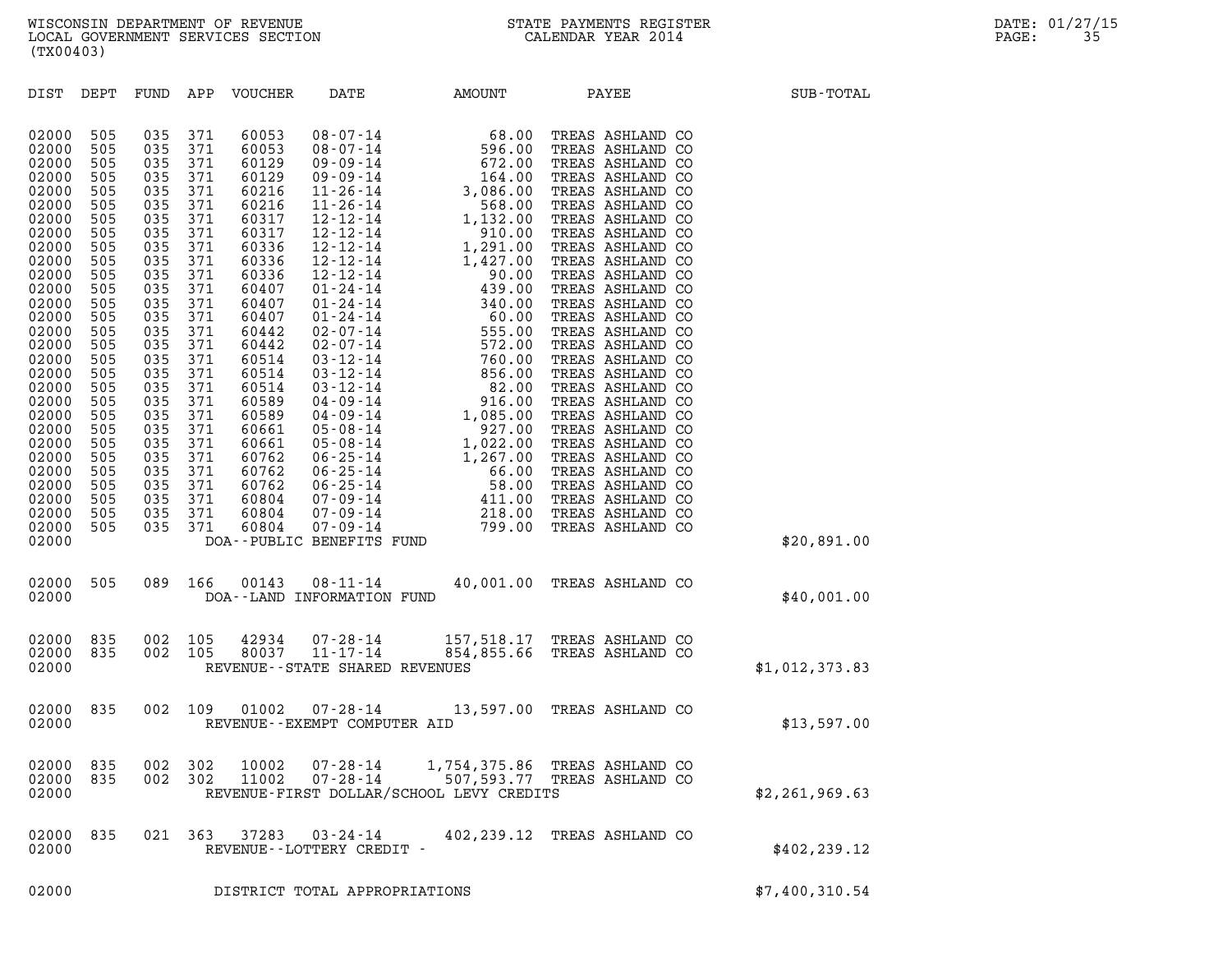WISCONSIN DEPARTMENT OF REVENUE
LOCAL GOVERNMENT SERVICES SECTION
(TX00403)

STATE PAYMENTS REGISTER
CALENDAR YEAR 2014

DATE: 01/27/15

| DIST | DEPT | FUND | APP | VOUCHER | DATE | AMOUNT | PAYEE | SUB-TOTAL |
|---|---|---|---|---|---|---|---|---|
| 02000 | 505 | 035 | 371 | 60053 | 08-07-14 | 68.00 | TREAS ASHLAND CO | |
| 02000 | 505 | 035 | 371 | 60053 | 08-07-14 | 596.00 | TREAS ASHLAND CO | |
| 02000 | 505 | 035 | 371 | 60129 | 09-09-14 | 672.00 | TREAS ASHLAND CO | |
| 02000 | 505 | 035 | 371 | 60129 | 09-09-14 | 164.00 | TREAS ASHLAND CO | |
| 02000 | 505 | 035 | 371 | 60216 | 11-26-14 | 3,086.00 | TREAS ASHLAND CO | |
| 02000 | 505 | 035 | 371 | 60216 | 11-26-14 | 568.00 | TREAS ASHLAND CO | |
| 02000 | 505 | 035 | 371 | 60317 | 12-12-14 | 1,132.00 | TREAS ASHLAND CO | |
| 02000 | 505 | 035 | 371 | 60317 | 12-12-14 | 910.00 | TREAS ASHLAND CO | |
| 02000 | 505 | 035 | 371 | 60336 | 12-12-14 | 1,291.00 | TREAS ASHLAND CO | |
| 02000 | 505 | 035 | 371 | 60336 | 12-12-14 | 1,427.00 | TREAS ASHLAND CO | |
| 02000 | 505 | 035 | 371 | 60336 | 12-12-14 | 90.00 | TREAS ASHLAND CO | |
| 02000 | 505 | 035 | 371 | 60407 | 01-24-14 | 439.00 | TREAS ASHLAND CO | |
| 02000 | 505 | 035 | 371 | 60407 | 01-24-14 | 340.00 | TREAS ASHLAND CO | |
| 02000 | 505 | 035 | 371 | 60407 | 01-24-14 | 60.00 | TREAS ASHLAND CO | |
| 02000 | 505 | 035 | 371 | 60442 | 02-07-14 | 555.00 | TREAS ASHLAND CO | |
| 02000 | 505 | 035 | 371 | 60442 | 02-07-14 | 572.00 | TREAS ASHLAND CO | |
| 02000 | 505 | 035 | 371 | 60514 | 03-12-14 | 760.00 | TREAS ASHLAND CO | |
| 02000 | 505 | 035 | 371 | 60514 | 03-12-14 | 856.00 | TREAS ASHLAND CO | |
| 02000 | 505 | 035 | 371 | 60514 | 03-12-14 | 82.00 | TREAS ASHLAND CO | |
| 02000 | 505 | 035 | 371 | 60589 | 04-09-14 | 916.00 | TREAS ASHLAND CO | |
| 02000 | 505 | 035 | 371 | 60589 | 04-09-14 | 1,085.00 | TREAS ASHLAND CO | |
| 02000 | 505 | 035 | 371 | 60661 | 05-08-14 | 927.00 | TREAS ASHLAND CO | |
| 02000 | 505 | 035 | 371 | 60661 | 05-08-14 | 1,022.00 | TREAS ASHLAND CO | |
| 02000 | 505 | 035 | 371 | 60762 | 06-25-14 | 1,267.00 | TREAS ASHLAND CO | |
| 02000 | 505 | 035 | 371 | 60762 | 06-25-14 | 66.00 | TREAS ASHLAND CO | |
| 02000 | 505 | 035 | 371 | 60762 | 06-25-14 | 58.00 | TREAS ASHLAND CO | |
| 02000 | 505 | 035 | 371 | 60804 | 07-09-14 | 411.00 | TREAS ASHLAND CO | |
| 02000 | 505 | 035 | 371 | 60804 | 07-09-14 | 218.00 | TREAS ASHLAND CO | |
| 02000 | 505 | 035 | 371 | 60804 | 07-09-14 | 799.00 | TREAS ASHLAND CO | |
| 02000 | | | | DOA--PUBLIC BENEFITS FUND | | | | $20,891.00 |
| 02000 | 505 | 089 | 166 | 00143 | 08-11-14 | 40,001.00 | TREAS ASHLAND CO | |
| 02000 | | | | DOA--LAND INFORMATION FUND | | | | $40,001.00 |
| 02000 | 835 | 002 | 105 | 42934 | 07-28-14 | 157,518.17 | TREAS ASHLAND CO | |
| 02000 | 835 | 002 | 105 | 80037 | 11-17-14 | 854,855.66 | TREAS ASHLAND CO | |
| 02000 | | | | REVENUE--STATE SHARED REVENUES | | | | $1,012,373.83 |
| 02000 | 835 | 002 | 109 | 01002 | 07-28-14 | 13,597.00 | TREAS ASHLAND CO | |
| 02000 | | | | REVENUE--EXEMPT COMPUTER AID | | | | $13,597.00 |
| 02000 | 835 | 002 | 302 | 10002 | 07-28-14 | 1,754,375.86 | TREAS ASHLAND CO | |
| 02000 | 835 | 002 | 302 | 11002 | 07-28-14 | 507,593.77 | TREAS ASHLAND CO | |
| 02000 | | | | REVENUE-FIRST DOLLAR/SCHOOL LEVY CREDITS | | | | $2,261,969.63 |
| 02000 | 835 | 021 | 363 | 37283 | 03-24-14 | 402,239.12 | TREAS ASHLAND CO | |
| 02000 | | | | REVENUE--LOTTERY CREDIT - | | | | $402,239.12 |
| 02000 | | | | DISTRICT TOTAL APPROPRIATIONS | | | | $7,400,310.54 |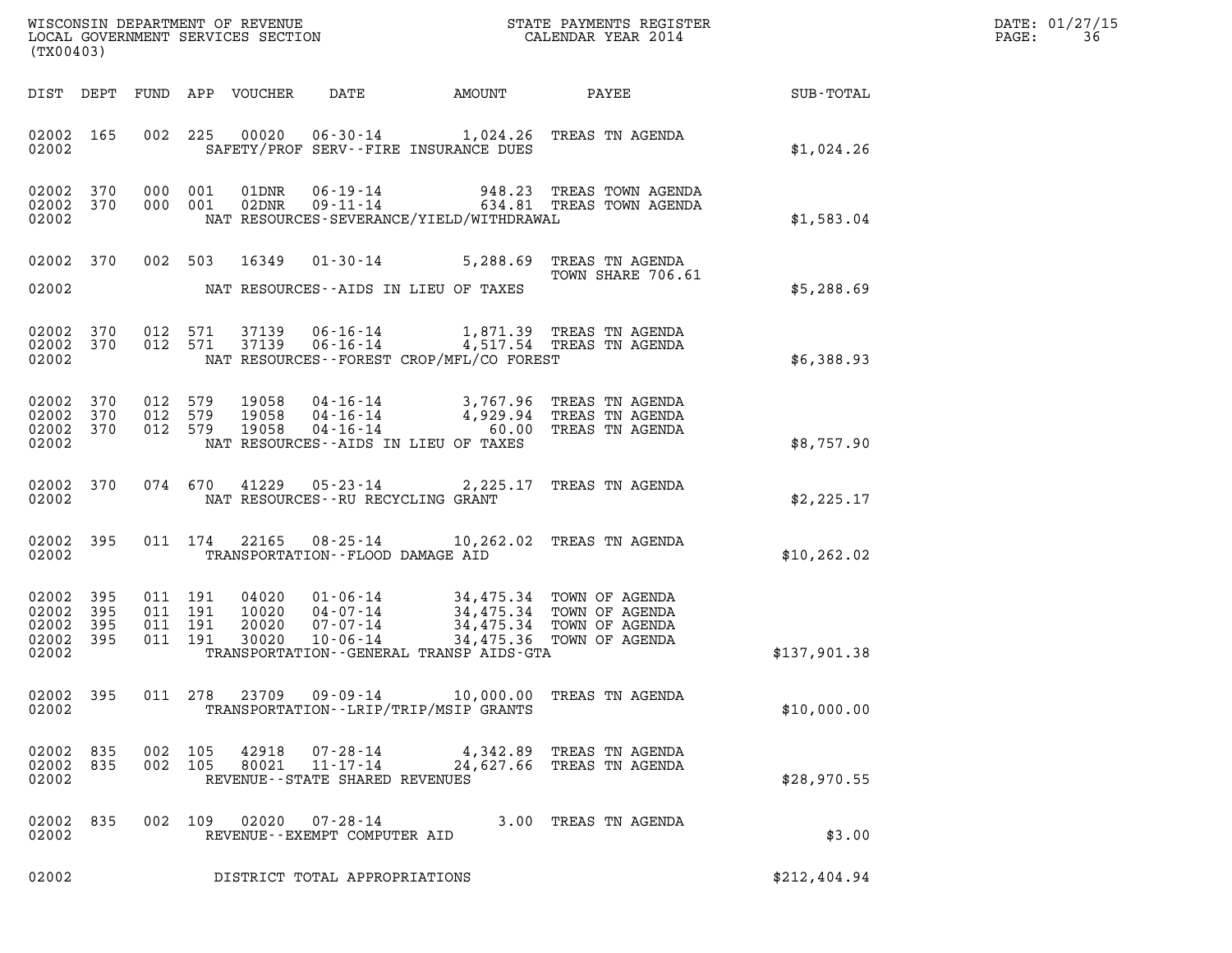WISCONSIN DEPARTMENT OF REVENUE
LOCAL GOVERNMENT SERVICES SECTION
(TX00403)

STATE PAYMENTS REGISTER
CALENDAR YEAR 2014

DATE: 01/27/15

| DIST | DEPT | FUND | APP | VOUCHER | DATE | AMOUNT | PAYEE | SUB-TOTAL |
|---|---|---|---|---|---|---|---|---|
| 02002 | 165 | 002 | 225 | 00020 | 06-30-14 | 1,024.26 | TREAS TN AGENDA | |
| 02002 | | | | | SAFETY/PROF SERV--FIRE INSURANCE DUES | | | $1,024.26 |
| 02002 | 370 | 000 | 001 | 01DNR | 06-19-14 | 948.23 | TREAS TOWN AGENDA | |
| 02002 | 370 | 000 | 001 | 02DNR | 09-11-14 | 634.81 | TREAS TOWN AGENDA | |
| 02002 | | | | | NAT RESOURCES-SEVERANCE/YIELD/WITHDRAWAL | | | $1,583.04 |
| 02002 | 370 | 002 | 503 | 16349 | 01-30-14 | 5,288.69 | TREAS TN AGENDA TOWN SHARE 706.61 | |
| 02002 | | | | | NAT RESOURCES--AIDS IN LIEU OF TAXES | | | $5,288.69 |
| 02002 | 370 | 012 | 571 | 37139 | 06-16-14 | 1,871.39 | TREAS TN AGENDA | |
| 02002 | 370 | 012 | 571 | 37139 | 06-16-14 | 4,517.54 | TREAS TN AGENDA | |
| 02002 | | | | | NAT RESOURCES--FOREST CROP/MFL/CO FOREST | | | $6,388.93 |
| 02002 | 370 | 012 | 579 | 19058 | 04-16-14 | 3,767.96 | TREAS TN AGENDA | |
| 02002 | 370 | 012 | 579 | 19058 | 04-16-14 | 4,929.94 | TREAS TN AGENDA | |
| 02002 | 370 | 012 | 579 | 19058 | 04-16-14 | 60.00 | TREAS TN AGENDA | |
| 02002 | | | | | NAT RESOURCES--AIDS IN LIEU OF TAXES | | | $8,757.90 |
| 02002 | 370 | 074 | 670 | 41229 | 05-23-14 | 2,225.17 | TREAS TN AGENDA | |
| 02002 | | | | | NAT RESOURCES--RU RECYCLING GRANT | | | $2,225.17 |
| 02002 | 395 | 011 | 174 | 22165 | 08-25-14 | 10,262.02 | TREAS TN AGENDA | |
| 02002 | | | | | TRANSPORTATION--FLOOD DAMAGE AID | | | $10,262.02 |
| 02002 | 395 | 011 | 191 | 04020 | 01-06-14 | 34,475.34 | TOWN OF AGENDA | |
| 02002 | 395 | 011 | 191 | 10020 | 04-07-14 | 34,475.34 | TOWN OF AGENDA | |
| 02002 | 395 | 011 | 191 | 20020 | 07-07-14 | 34,475.34 | TOWN OF AGENDA | |
| 02002 | 395 | 011 | 191 | 30020 | 10-06-14 | 34,475.36 | TOWN OF AGENDA | |
| 02002 | | | | | TRANSPORTATION--GENERAL TRANSP AIDS-GTA | | | $137,901.38 |
| 02002 | 395 | 011 | 278 | 23709 | 09-09-14 | 10,000.00 | TREAS TN AGENDA | |
| 02002 | | | | | TRANSPORTATION--LRIP/TRIP/MSIP GRANTS | | | $10,000.00 |
| 02002 | 835 | 002 | 105 | 42918 | 07-28-14 | 4,342.89 | TREAS TN AGENDA | |
| 02002 | 835 | 002 | 105 | 80021 | 11-17-14 | 24,627.66 | TREAS TN AGENDA | |
| 02002 | | | | | REVENUE--STATE SHARED REVENUES | | | $28,970.55 |
| 02002 | 835 | 002 | 109 | 02020 | 07-28-14 | 3.00 | TREAS TN AGENDA | |
| 02002 | | | | | REVENUE--EXEMPT COMPUTER AID | | | $3.00 |
| 02002 | | | | | DISTRICT TOTAL APPROPRIATIONS | | | $212,404.94 |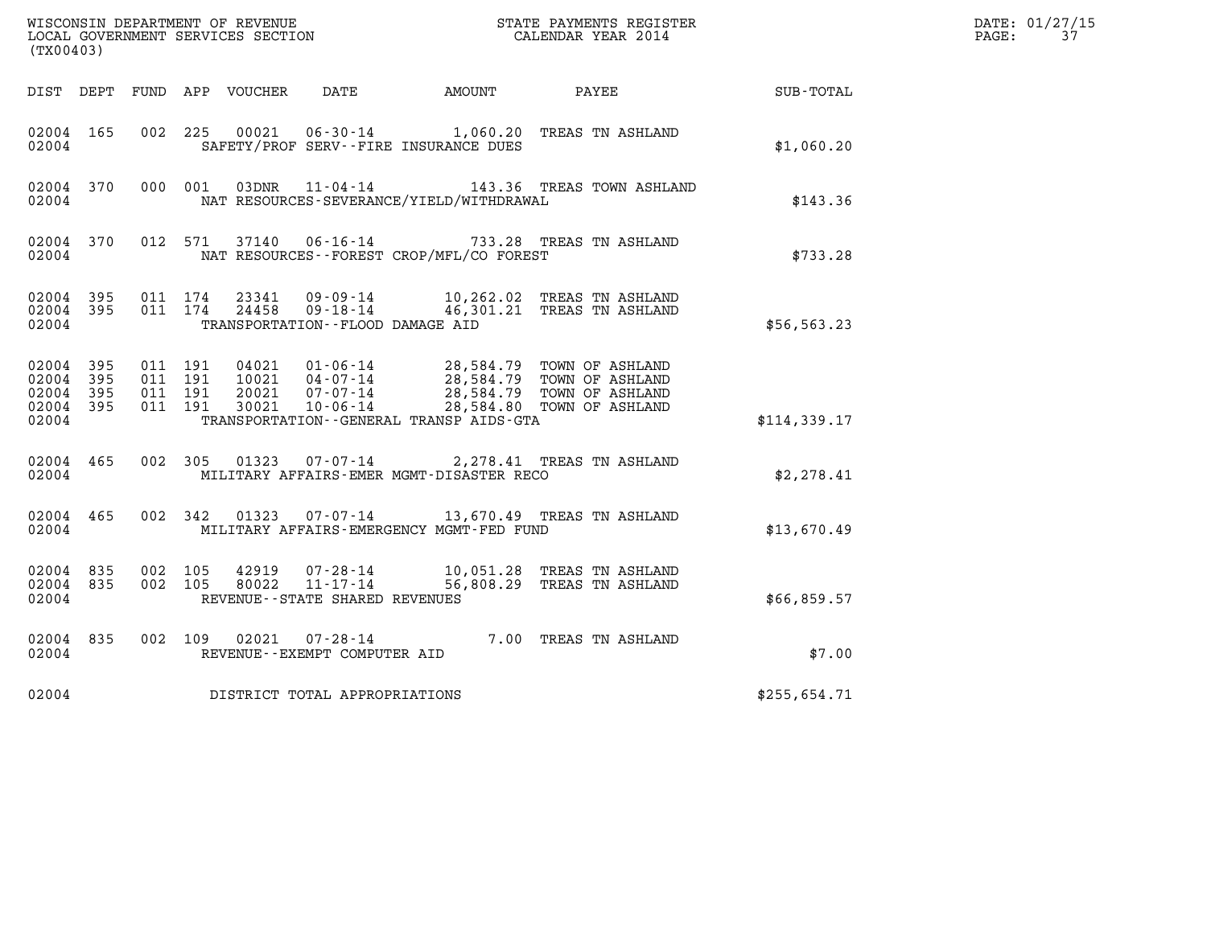WISCONSIN DEPARTMENT OF REVENUE
LOCAL GOVERNMENT SERVICES SECTION
(TX00403)

STATE PAYMENTS REGISTER
CALENDAR YEAR 2014

DATE: 01/27/15
PAGE: 37

| DIST | DEPT | FUND | APP | VOUCHER | DATE | AMOUNT | PAYEE | SUB-TOTAL |
|---|---|---|---|---|---|---|---|---|
| 02004 | 165 | 002 | 225 | 00021 | 06-30-14 | 1,060.20 | TREAS TN ASHLAND | |
| 02004 | | | | SAFETY/PROF SERV--FIRE INSURANCE DUES | | | | $1,060.20 |
| 02004 | 370 | 000 | 001 | 03DNR | 11-04-14 | 143.36 | TREAS TOWN ASHLAND | |
| 02004 | | | | NAT RESOURCES-SEVERANCE/YIELD/WITHDRAWAL | | | | $143.36 |
| 02004 | 370 | 012 | 571 | 37140 | 06-16-14 | 733.28 | TREAS TN ASHLAND | |
| 02004 | | | | NAT RESOURCES--FOREST CROP/MFL/CO FOREST | | | | $733.28 |
| 02004 | 395 | 011 | 174 | 23341 | 09-09-14 | 10,262.02 | TREAS TN ASHLAND | |
| 02004 | 395 | 011 | 174 | 24458 | 09-18-14 | 46,301.21 | TREAS TN ASHLAND | |
| 02004 | | | | TRANSPORTATION--FLOOD DAMAGE AID | | | | $56,563.23 |
| 02004 | 395 | 011 | 191 | 04021 | 01-06-14 | 28,584.79 | TOWN OF ASHLAND | |
| 02004 | 395 | 011 | 191 | 10021 | 04-07-14 | 28,584.79 | TOWN OF ASHLAND | |
| 02004 | 395 | 011 | 191 | 20021 | 07-07-14 | 28,584.79 | TOWN OF ASHLAND | |
| 02004 | 395 | 011 | 191 | 30021 | 10-06-14 | 28,584.80 | TOWN OF ASHLAND | |
| 02004 | | | | TRANSPORTATION--GENERAL TRANSP AIDS-GTA | | | | $114,339.17 |
| 02004 | 465 | 002 | 305 | 01323 | 07-07-14 | 2,278.41 | TREAS TN ASHLAND | |
| 02004 | | | | MILITARY AFFAIRS-EMER MGMT-DISASTER RECO | | | | $2,278.41 |
| 02004 | 465 | 002 | 342 | 01323 | 07-07-14 | 13,670.49 | TREAS TN ASHLAND | |
| 02004 | | | | MILITARY AFFAIRS-EMERGENCY MGMT-FED FUND | | | | $13,670.49 |
| 02004 | 835 | 002 | 105 | 42919 | 07-28-14 | 10,051.28 | TREAS TN ASHLAND | |
| 02004 | 835 | 002 | 105 | 80022 | 11-17-14 | 56,808.29 | TREAS TN ASHLAND | |
| 02004 | | | | REVENUE--STATE SHARED REVENUES | | | | $66,859.57 |
| 02004 | 835 | 002 | 109 | 02021 | 07-28-14 | 7.00 | TREAS TN ASHLAND | |
| 02004 | | | | REVENUE--EXEMPT COMPUTER AID | | | | $7.00 |
| 02004 | | | | DISTRICT TOTAL APPROPRIATIONS | | | | $255,654.71 |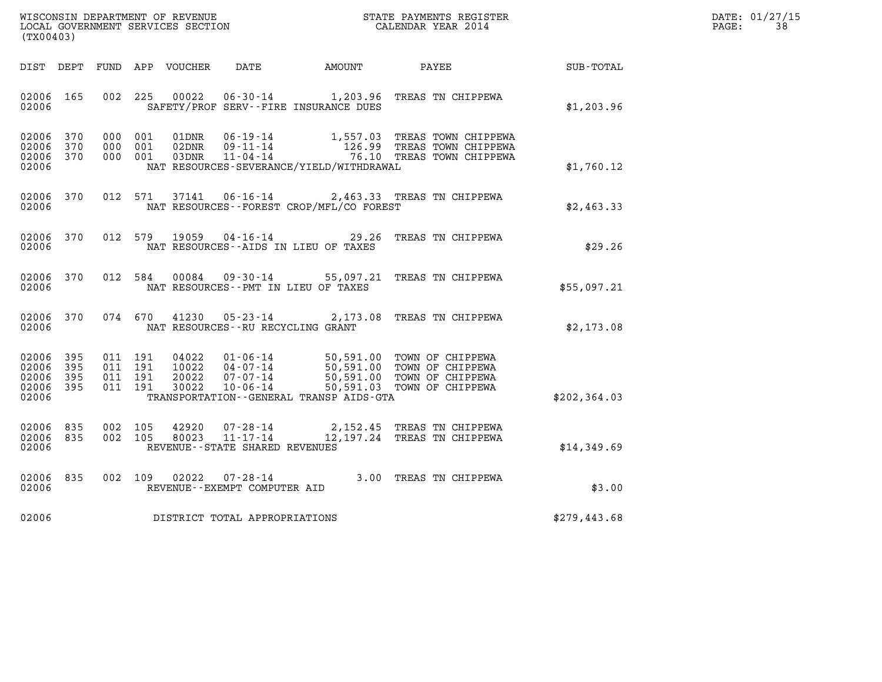WISCONSIN DEPARTMENT OF REVENUE
LOCAL GOVERNMENT SERVICES SECTION
(TX00403)

STATE PAYMENTS REGISTER
CALENDAR YEAR 2014

DATE: 01/27/15
PAGE: 38

| DIST | DEPT | FUND | APP | VOUCHER | DATE | AMOUNT | PAYEE | SUB-TOTAL |
|---|---|---|---|---|---|---|---|---|
| 02006 | 165 | 002 | 225 | 00022 | 06-30-14 | 1,203.96 | TREAS TN CHIPPEWA | |
| 02006 | | | | SAFETY/PROF SERV--FIRE INSURANCE DUES | | | | $1,203.96 |
| 02006 | 370 | 000 | 001 | 01DNR | 06-19-14 | 1,557.03 | TREAS TOWN CHIPPEWA | |
| 02006 | 370 | 000 | 001 | 02DNR | 09-11-14 | 126.99 | TREAS TOWN CHIPPEWA | |
| 02006 | 370 | 000 | 001 | 03DNR | 11-04-14 | 76.10 | TREAS TOWN CHIPPEWA | |
| 02006 | | | | NAT RESOURCES-SEVERANCE/YIELD/WITHDRAWAL | | | | $1,760.12 |
| 02006 | 370 | 012 | 571 | 37141 | 06-16-14 | 2,463.33 | TREAS TN CHIPPEWA | |
| 02006 | | | | NAT RESOURCES--FOREST CROP/MFL/CO FOREST | | | | $2,463.33 |
| 02006 | 370 | 012 | 579 | 19059 | 04-16-14 | 29.26 | TREAS TN CHIPPEWA | |
| 02006 | | | | NAT RESOURCES--AIDS IN LIEU OF TAXES | | | | $29.26 |
| 02006 | 370 | 012 | 584 | 00084 | 09-30-14 | 55,097.21 | TREAS TN CHIPPEWA | |
| 02006 | | | | NAT RESOURCES--PMT IN LIEU OF TAXES | | | | $55,097.21 |
| 02006 | 370 | 074 | 670 | 41230 | 05-23-14 | 2,173.08 | TREAS TN CHIPPEWA | |
| 02006 | | | | NAT RESOURCES--RU RECYCLING GRANT | | | | $2,173.08 |
| 02006 | 395 | 011 | 191 | 04022 | 01-06-14 | 50,591.00 | TOWN OF CHIPPEWA | |
| 02006 | 395 | 011 | 191 | 10022 | 04-07-14 | 50,591.00 | TOWN OF CHIPPEWA | |
| 02006 | 395 | 011 | 191 | 20022 | 07-07-14 | 50,591.00 | TOWN OF CHIPPEWA | |
| 02006 | 395 | 011 | 191 | 30022 | 10-06-14 | 50,591.03 | TOWN OF CHIPPEWA | |
| 02006 | | | | TRANSPORTATION--GENERAL TRANSP AIDS-GTA | | | | $202,364.03 |
| 02006 | 835 | 002 | 105 | 42920 | 07-28-14 | 2,152.45 | TREAS TN CHIPPEWA | |
| 02006 | 835 | 002 | 105 | 80023 | 11-17-14 | 12,197.24 | TREAS TN CHIPPEWA | |
| 02006 | | | | REVENUE--STATE SHARED REVENUES | | | | $14,349.69 |
| 02006 | 835 | 002 | 109 | 02022 | 07-28-14 | 3.00 | TREAS TN CHIPPEWA | |
| 02006 | | | | REVENUE--EXEMPT COMPUTER AID | | | | $3.00 |
| 02006 | | | | DISTRICT TOTAL APPROPRIATIONS | | | | $279,443.68 |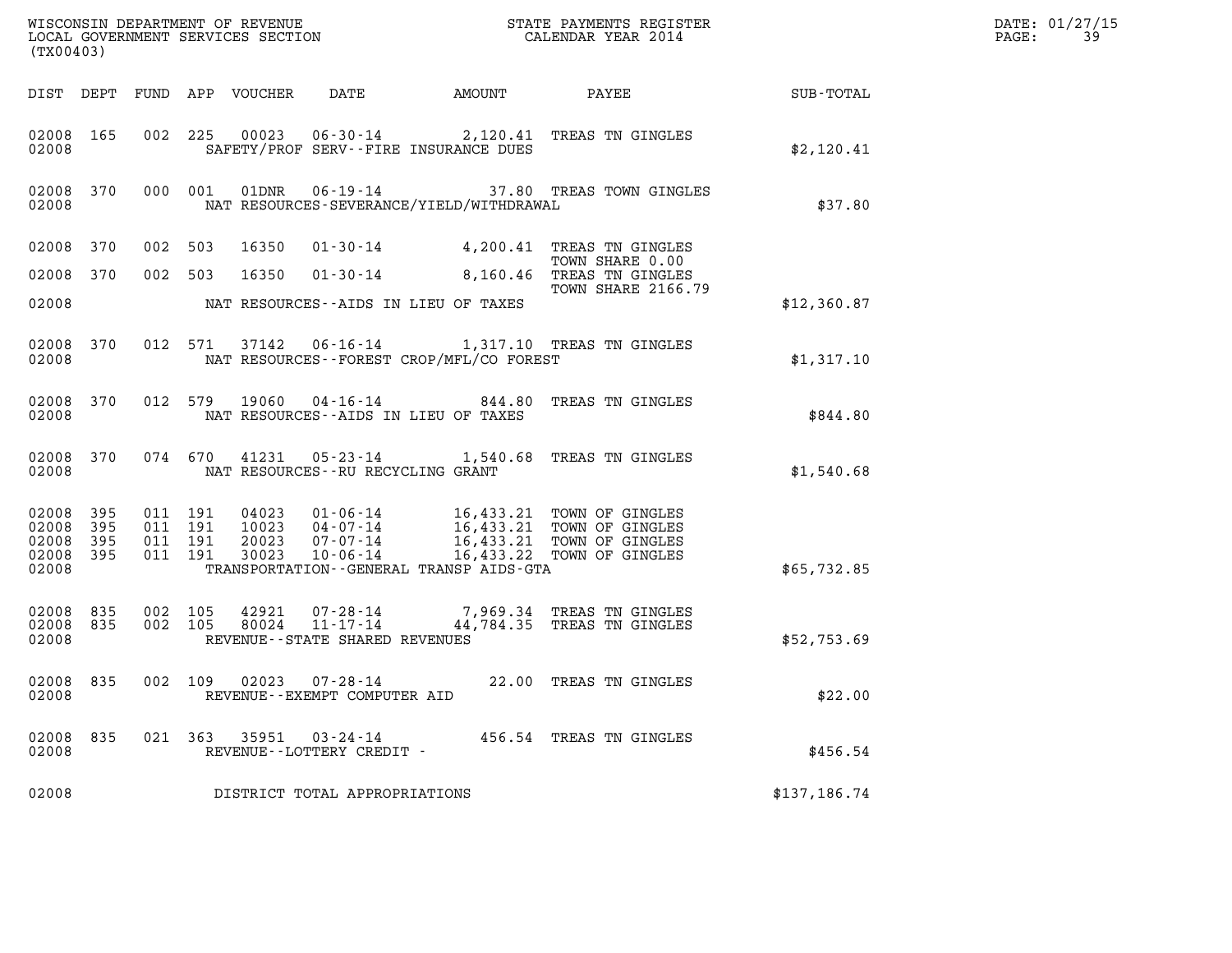WISCONSIN DEPARTMENT OF REVENUE
LOCAL GOVERNMENT SERVICES SECTION
(TX00403)

STATE PAYMENTS REGISTER
CALENDAR YEAR 2014

DATE: 01/27/15
PAGE: 39

| DIST | DEPT | FUND | APP | VOUCHER | DATE | AMOUNT | PAYEE | SUB-TOTAL |
|---|---|---|---|---|---|---|---|---|
| 02008 | 165 | 002 | 225 | 00023 | 06-30-14 | 2,120.41 | TREAS TN GINGLES | |
| 02008 | | | | | SAFETY/PROF SERV--FIRE INSURANCE DUES | | | $2,120.41 |
| 02008 | 370 | 000 | 001 | 01DNR | 06-19-14 | 37.80 | TREAS TOWN GINGLES | |
| 02008 | | | | | NAT RESOURCES-SEVERANCE/YIELD/WITHDRAWAL | | | $37.80 |
| 02008 | 370 | 002 | 503 | 16350 | 01-30-14 | 4,200.41 | TREAS TN GINGLES TOWN SHARE 0.00 | |
| 02008 | 370 | 002 | 503 | 16350 | 01-30-14 | 8,160.46 | TREAS TN GINGLES TOWN SHARE 2166.79 | |
| 02008 | | | | | NAT RESOURCES--AIDS IN LIEU OF TAXES | | | $12,360.87 |
| 02008 | 370 | 012 | 571 | 37142 | 06-16-14 | 1,317.10 | TREAS TN GINGLES | |
| 02008 | | | | | NAT RESOURCES--FOREST CROP/MFL/CO FOREST | | | $1,317.10 |
| 02008 | 370 | 012 | 579 | 19060 | 04-16-14 | 844.80 | TREAS TN GINGLES | |
| 02008 | | | | | NAT RESOURCES--AIDS IN LIEU OF TAXES | | | $844.80 |
| 02008 | 370 | 074 | 670 | 41231 | 05-23-14 | 1,540.68 | TREAS TN GINGLES | |
| 02008 | | | | | NAT RESOURCES--RU RECYCLING GRANT | | | $1,540.68 |
| 02008 | 395 | 011 | 191 | 04023 | 01-06-14 | 16,433.21 | TOWN OF GINGLES | |
| 02008 | 395 | 011 | 191 | 10023 | 04-07-14 | 16,433.21 | TOWN OF GINGLES | |
| 02008 | 395 | 011 | 191 | 20023 | 07-07-14 | 16,433.21 | TOWN OF GINGLES | |
| 02008 | 395 | 011 | 191 | 30023 | 10-06-14 | 16,433.22 | TOWN OF GINGLES | |
| 02008 | | | | | TRANSPORTATION--GENERAL TRANSP AIDS-GTA | | | $65,732.85 |
| 02008 | 835 | 002 | 105 | 42921 | 07-28-14 | 7,969.34 | TREAS TN GINGLES | |
| 02008 | 835 | 002 | 105 | 80024 | 11-17-14 | 44,784.35 | TREAS TN GINGLES | |
| 02008 | | | | | REVENUE--STATE SHARED REVENUES | | | $52,753.69 |
| 02008 | 835 | 002 | 109 | 02023 | 07-28-14 | 22.00 | TREAS TN GINGLES | |
| 02008 | | | | | REVENUE--EXEMPT COMPUTER AID | | | $22.00 |
| 02008 | 835 | 021 | 363 | 35951 | 03-24-14 | 456.54 | TREAS TN GINGLES | |
| 02008 | | | | | REVENUE--LOTTERY CREDIT - | | | $456.54 |
| 02008 | | | | | DISTRICT TOTAL APPROPRIATIONS | | | $137,186.74 |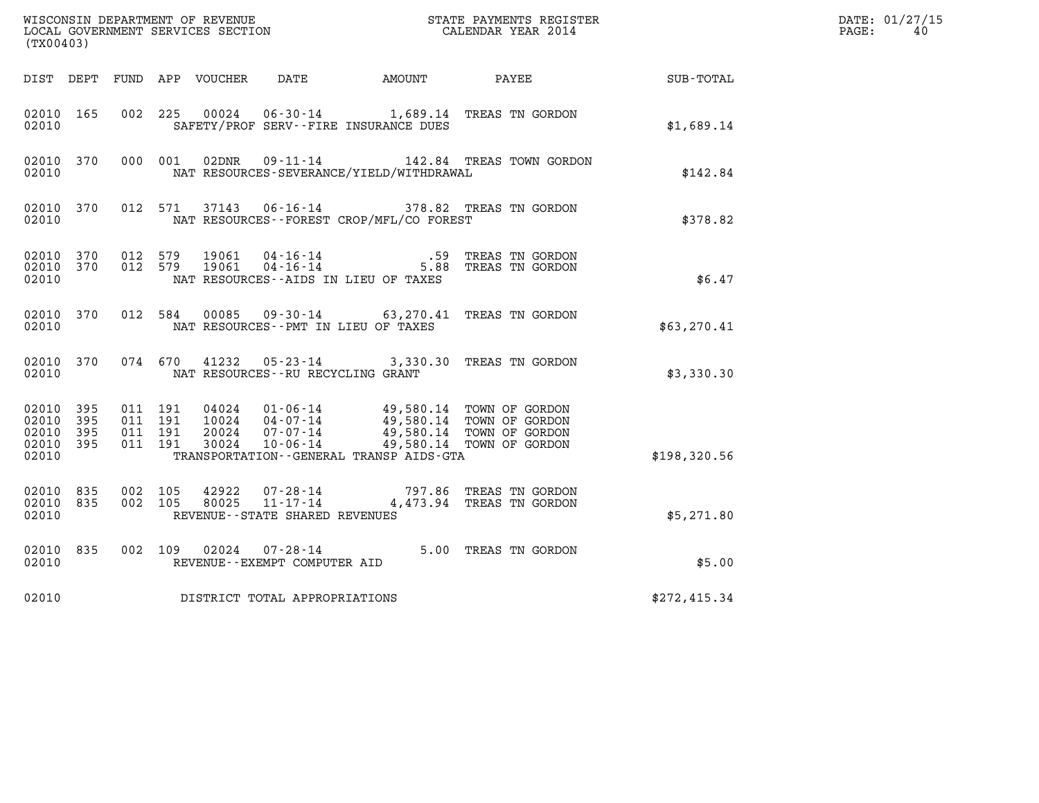WISCONSIN DEPARTMENT OF REVENUE
LOCAL GOVERNMENT SERVICES SECTION
(TX00403)

STATE PAYMENTS REGISTER
CALENDAR YEAR 2014

DATE: 01/27/15
PAGE: 40

| DIST | DEPT | FUND | APP | VOUCHER | DATE | AMOUNT | PAYEE | SUB-TOTAL |
|---|---|---|---|---|---|---|---|---|
| 02010 | 165 | 002 | 225 | 00024 | 06-30-14 | 1,689.14 | TREAS TN GORDON | |
| 02010 | | | | SAFETY/PROF SERV--FIRE INSURANCE DUES | | | | $1,689.14 |
| 02010 | 370 | 000 | 001 | 02DNR | 09-11-14 | 142.84 | TREAS TOWN GORDON | |
| 02010 | | | | NAT RESOURCES-SEVERANCE/YIELD/WITHDRAWAL | | | | $142.84 |
| 02010 | 370 | 012 | 571 | 37143 | 06-16-14 | 378.82 | TREAS TN GORDON | |
| 02010 | | | | NAT RESOURCES--FOREST CROP/MFL/CO FOREST | | | | $378.82 |
| 02010 | 370 | 012 | 579 | 19061 | 04-16-14 | .59 | TREAS TN GORDON | |
| 02010 | 370 | 012 | 579 | 19061 | 04-16-14 | 5.88 | TREAS TN GORDON | |
| 02010 | | | | NAT RESOURCES--AIDS IN LIEU OF TAXES | | | | $6.47 |
| 02010 | 370 | 012 | 584 | 00085 | 09-30-14 | 63,270.41 | TREAS TN GORDON | |
| 02010 | | | | NAT RESOURCES--PMT IN LIEU OF TAXES | | | | $63,270.41 |
| 02010 | 370 | 074 | 670 | 41232 | 05-23-14 | 3,330.30 | TREAS TN GORDON | |
| 02010 | | | | NAT RESOURCES--RU RECYCLING GRANT | | | | $3,330.30 |
| 02010 | 395 | 011 | 191 | 04024 | 01-06-14 | 49,580.14 | TOWN OF GORDON | |
| 02010 | 395 | 011 | 191 | 10024 | 04-07-14 | 49,580.14 | TOWN OF GORDON | |
| 02010 | 395 | 011 | 191 | 20024 | 07-07-14 | 49,580.14 | TOWN OF GORDON | |
| 02010 | 395 | 011 | 191 | 30024 | 10-06-14 | 49,580.14 | TOWN OF GORDON | |
| 02010 | | | | TRANSPORTATION--GENERAL TRANSP AIDS-GTA | | | | $198,320.56 |
| 02010 | 835 | 002 | 105 | 42922 | 07-28-14 | 797.86 | TREAS TN GORDON | |
| 02010 | 835 | 002 | 105 | 80025 | 11-17-14 | 4,473.94 | TREAS TN GORDON | |
| 02010 | | | | REVENUE--STATE SHARED REVENUES | | | | $5,271.80 |
| 02010 | 835 | 002 | 109 | 02024 | 07-28-14 | 5.00 | TREAS TN GORDON | |
| 02010 | | | | REVENUE--EXEMPT COMPUTER AID | | | | $5.00 |
| 02010 | | | | DISTRICT TOTAL APPROPRIATIONS | | | | $272,415.34 |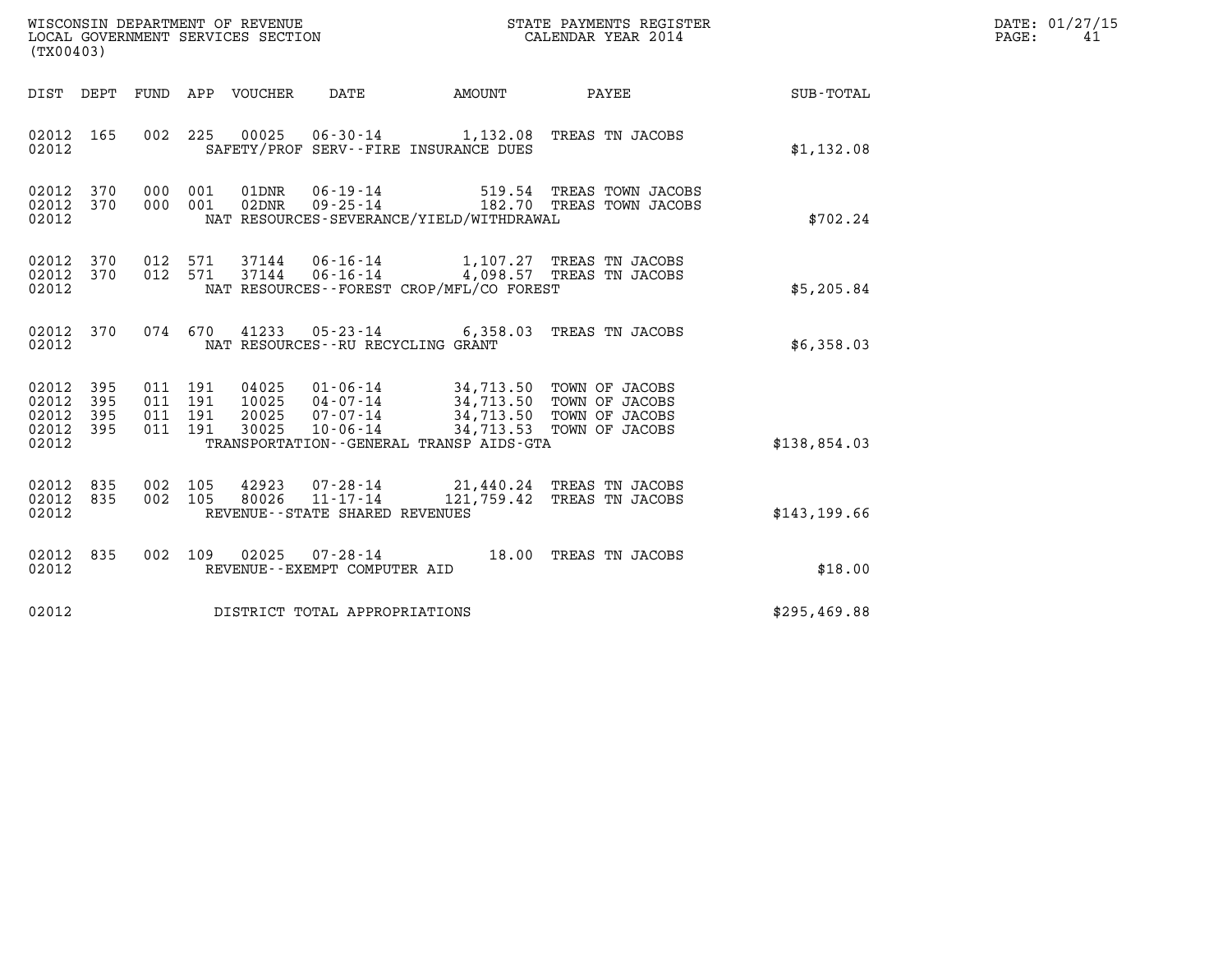WISCONSIN DEPARTMENT OF REVENUE
LOCAL GOVERNMENT SERVICES SECTION
(TX00403)

STATE PAYMENTS REGISTER
CALENDAR YEAR 2014

DATE: 01/27/15
PAGE: 41

| DIST | DEPT | FUND | APP | VOUCHER | DATE | AMOUNT | PAYEE | SUB-TOTAL |
|---|---|---|---|---|---|---|---|---|
| 02012 | 165 | 002 | 225 | 00025 | 06-30-14 | 1,132.08 | TREAS TN JACOBS | |
| 02012 | | | | SAFETY/PROF SERV--FIRE INSURANCE DUES | | | | $1,132.08 |
| 02012 | 370 | 000 | 001 | 01DNR | 06-19-14 | 519.54 | TREAS TOWN JACOBS | |
| 02012 | 370 | 000 | 001 | 02DNR | 09-25-14 | 182.70 | TREAS TOWN JACOBS | |
| 02012 | | | | NAT RESOURCES-SEVERANCE/YIELD/WITHDRAWAL | | | | $702.24 |
| 02012 | 370 | 012 | 571 | 37144 | 06-16-14 | 1,107.27 | TREAS TN JACOBS | |
| 02012 | 370 | 012 | 571 | 37144 | 06-16-14 | 4,098.57 | TREAS TN JACOBS | |
| 02012 | | | | NAT RESOURCES--FOREST CROP/MFL/CO FOREST | | | | $5,205.84 |
| 02012 | 370 | 074 | 670 | 41233 | 05-23-14 | 6,358.03 | TREAS TN JACOBS | |
| 02012 | | | | NAT RESOURCES--RU RECYCLING GRANT | | | | $6,358.03 |
| 02012 | 395 | 011 | 191 | 04025 | 01-06-14 | 34,713.50 | TOWN OF JACOBS | |
| 02012 | 395 | 011 | 191 | 10025 | 04-07-14 | 34,713.50 | TOWN OF JACOBS | |
| 02012 | 395 | 011 | 191 | 20025 | 07-07-14 | 34,713.50 | TOWN OF JACOBS | |
| 02012 | 395 | 011 | 191 | 30025 | 10-06-14 | 34,713.53 | TOWN OF JACOBS | |
| 02012 | | | | TRANSPORTATION--GENERAL TRANSP AIDS-GTA | | | | $138,854.03 |
| 02012 | 835 | 002 | 105 | 42923 | 07-28-14 | 21,440.24 | TREAS TN JACOBS | |
| 02012 | 835 | 002 | 105 | 80026 | 11-17-14 | 121,759.42 | TREAS TN JACOBS | |
| 02012 | | | | REVENUE--STATE SHARED REVENUES | | | | $143,199.66 |
| 02012 | 835 | 002 | 109 | 02025 | 07-28-14 | 18.00 | TREAS TN JACOBS | |
| 02012 | | | | REVENUE--EXEMPT COMPUTER AID | | | | $18.00 |
| 02012 | | | | DISTRICT TOTAL APPROPRIATIONS | | | | $295,469.88 |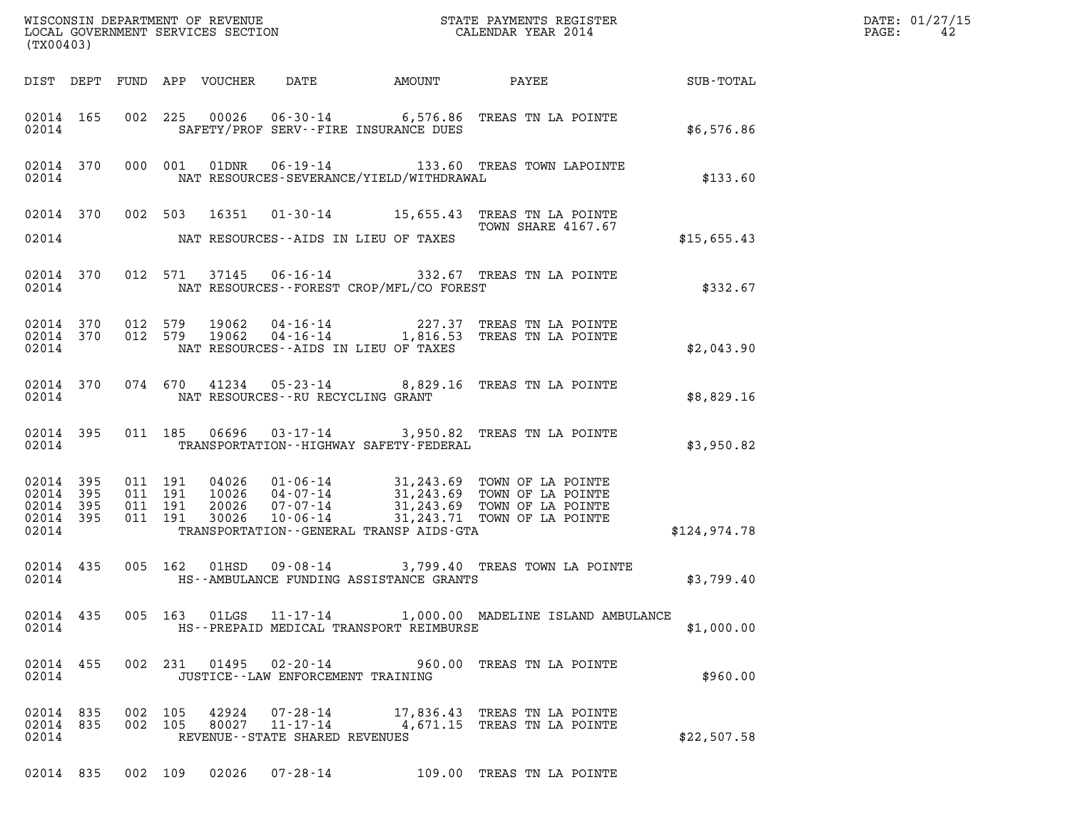WISCONSIN DEPARTMENT OF REVENUE
LOCAL GOVERNMENT SERVICES SECTION
(TX00403)

STATE PAYMENTS REGISTER
CALENDAR YEAR 2014

DATE: 01/27/15

| DIST | DEPT | FUND | APP | VOUCHER | DATE | AMOUNT | PAYEE | SUB-TOTAL |
|---|---|---|---|---|---|---|---|---|
| 02014 | 165 | 002 | 225 | 00026 | 06-30-14 | 6,576.86 | TREAS TN LA POINTE | |
| 02014 | | | | | SAFETY/PROF SERV--FIRE INSURANCE DUES | | | $6,576.86 |
| 02014 | 370 | 000 | 001 | 01DNR | 06-19-14 | 133.60 | TREAS TOWN LAPOINTE | |
| 02014 | | | | | NAT RESOURCES-SEVERANCE/YIELD/WITHDRAWAL | | | $133.60 |
| 02014 | 370 | 002 | 503 | 16351 | 01-30-14 | 15,655.43 | TREAS TN LA POINTE TOWN SHARE 4167.67 | |
| 02014 | | | | | NAT RESOURCES--AIDS IN LIEU OF TAXES | | | $15,655.43 |
| 02014 | 370 | 012 | 571 | 37145 | 06-16-14 | 332.67 | TREAS TN LA POINTE | |
| 02014 | | | | | NAT RESOURCES--FOREST CROP/MFL/CO FOREST | | | $332.67 |
| 02014 | 370 | 012 | 579 | 19062 | 04-16-14 | 227.37 | TREAS TN LA POINTE | |
| 02014 | 370 | 012 | 579 | 19062 | 04-16-14 | 1,816.53 | TREAS TN LA POINTE | |
| 02014 | | | | | NAT RESOURCES--AIDS IN LIEU OF TAXES | | | $2,043.90 |
| 02014 | 370 | 074 | 670 | 41234 | 05-23-14 | 8,829.16 | TREAS TN LA POINTE | |
| 02014 | | | | | NAT RESOURCES--RU RECYCLING GRANT | | | $8,829.16 |
| 02014 | 395 | 011 | 185 | 06696 | 03-17-14 | 3,950.82 | TREAS TN LA POINTE | |
| 02014 | | | | | TRANSPORTATION--HIGHWAY SAFETY-FEDERAL | | | $3,950.82 |
| 02014 | 395 | 011 | 191 | 04026 | 01-06-14 | 31,243.69 | TOWN OF LA POINTE | |
| 02014 | 395 | 011 | 191 | 10026 | 04-07-14 | 31,243.69 | TOWN OF LA POINTE | |
| 02014 | 395 | 011 | 191 | 20026 | 07-07-14 | 31,243.69 | TOWN OF LA POINTE | |
| 02014 | 395 | 011 | 191 | 30026 | 10-06-14 | 31,243.71 | TOWN OF LA POINTE | |
| 02014 | | | | | TRANSPORTATION--GENERAL TRANSP AIDS-GTA | | | $124,974.78 |
| 02014 | 435 | 005 | 162 | 01HSD | 09-08-14 | 3,799.40 | TREAS TOWN LA POINTE | |
| 02014 | | | | | HS--AMBULANCE FUNDING ASSISTANCE GRANTS | | | $3,799.40 |
| 02014 | 435 | 005 | 163 | 01LGS | 11-17-14 | 1,000.00 | MADELINE ISLAND AMBULANCE | |
| 02014 | | | | | HS--PREPAID MEDICAL TRANSPORT REIMBURSE | | | $1,000.00 |
| 02014 | 455 | 002 | 231 | 01495 | 02-20-14 | 960.00 | TREAS TN LA POINTE | |
| 02014 | | | | | JUSTICE--LAW ENFORCEMENT TRAINING | | | $960.00 |
| 02014 | 835 | 002 | 105 | 42924 | 07-28-14 | 17,836.43 | TREAS TN LA POINTE | |
| 02014 | 835 | 002 | 105 | 80027 | 11-17-14 | 4,671.15 | TREAS TN LA POINTE | |
| 02014 | | | | | REVENUE--STATE SHARED REVENUES | | | $22,507.58 |
| 02014 | 835 | 002 | 109 | 02026 | 07-28-14 | 109.00 | TREAS TN LA POINTE | |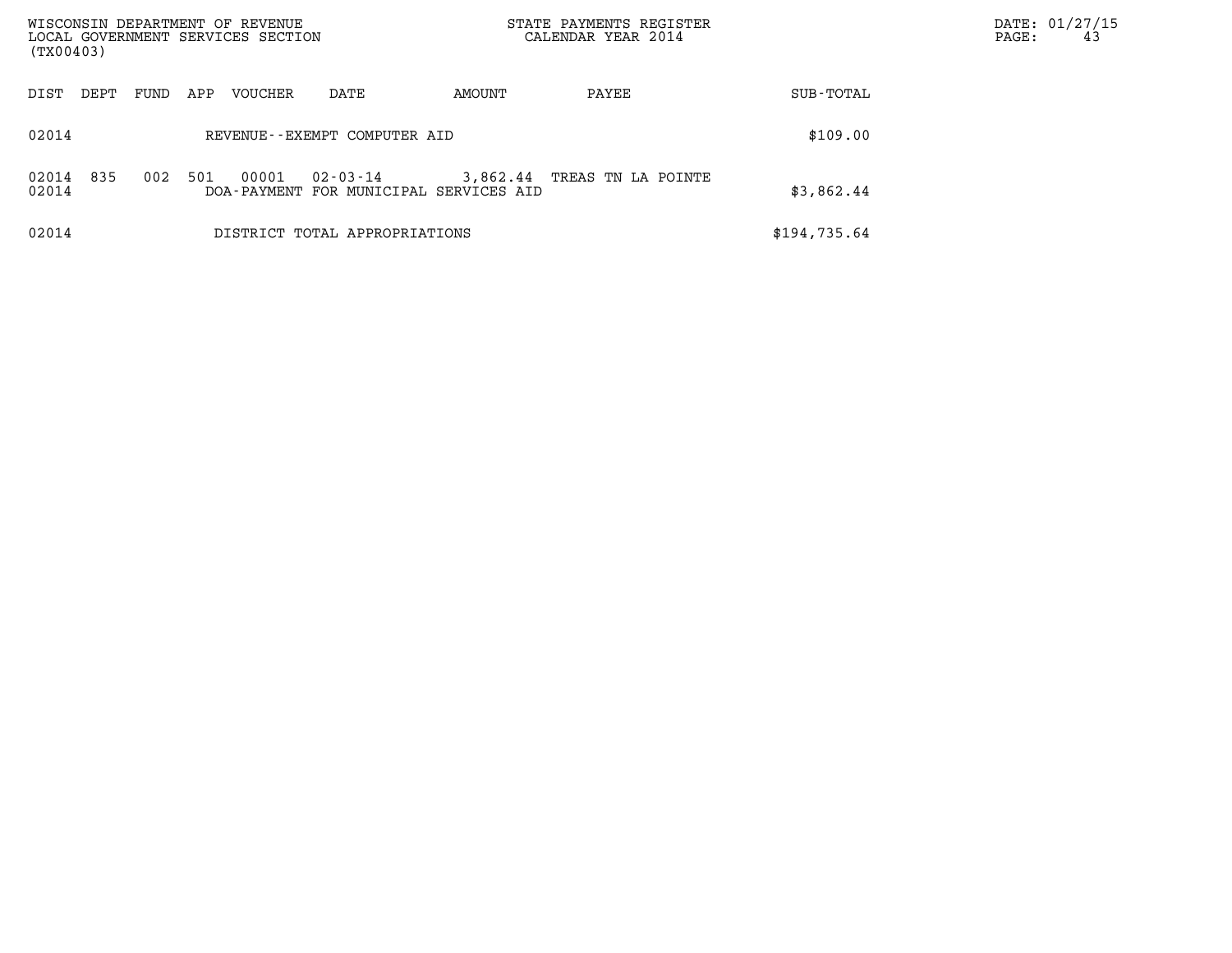| DIST | DEPT | FUND | APP | VOUCHER | DATE | AMOUNT | PAYEE | SUB-TOTAL |
|---|---|---|---|---|---|---|---|---|
| 02014 | | | | REVENUE--EXEMPT COMPUTER AID | | | | \$109.00 |
| 02014 | 835 | 002 | 501 | 00001 | 02-03-14 | 3,862.44 | TREAS TN LA POINTE | |
| 02014 | | | | DOA-PAYMENT FOR MUNICIPAL SERVICES AID | | | | \$3,862.44 |
| 02014 | | | | DISTRICT TOTAL APPROPRIATIONS | | | | \$194,735.64 |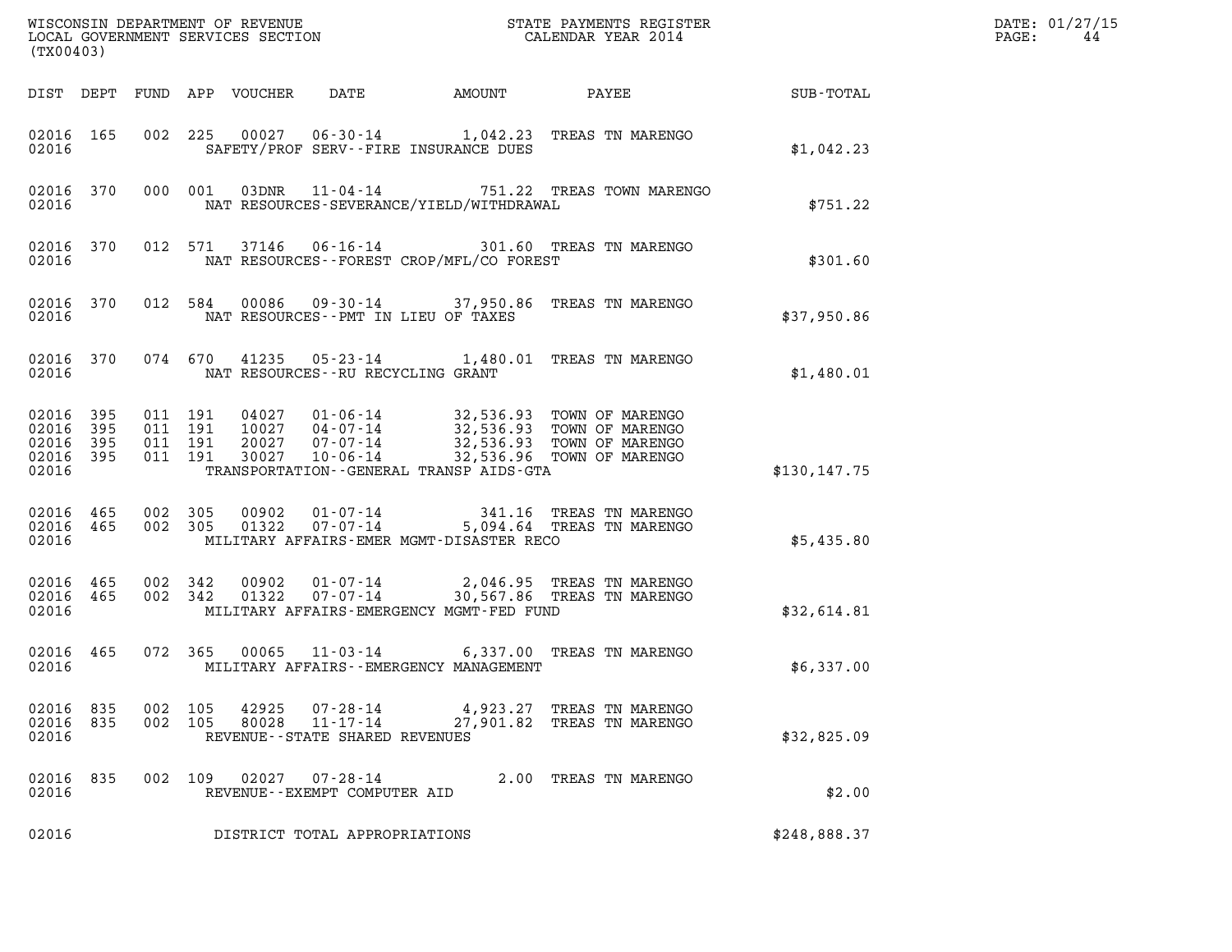WISCONSIN DEPARTMENT OF REVENUE
LOCAL GOVERNMENT SERVICES SECTION
(TX00403)

STATE PAYMENTS REGISTER
CALENDAR YEAR 2014

DATE: 01/27/15
PAGE: 44

| DIST | DEPT | FUND | APP | VOUCHER | DATE | AMOUNT | PAYEE | SUB-TOTAL |
|---|---|---|---|---|---|---|---|---|
| 02016 | 165 | 002 | 225 | 00027 | 06-30-14 | 1,042.23 | TREAS TN MARENGO | |
| 02016 | | | | SAFETY/PROF SERV--FIRE INSURANCE DUES | | | | $1,042.23 |
| 02016 | 370 | 000 | 001 | 03DNR | 11-04-14 | 751.22 | TREAS TOWN MARENGO | |
| 02016 | | | | NAT RESOURCES-SEVERANCE/YIELD/WITHDRAWAL | | | | $751.22 |
| 02016 | 370 | 012 | 571 | 37146 | 06-16-14 | 301.60 | TREAS TN MARENGO | |
| 02016 | | | | NAT RESOURCES--FOREST CROP/MFL/CO FOREST | | | | $301.60 |
| 02016 | 370 | 012 | 584 | 00086 | 09-30-14 | 37,950.86 | TREAS TN MARENGO | |
| 02016 | | | | NAT RESOURCES--PMT IN LIEU OF TAXES | | | | $37,950.86 |
| 02016 | 370 | 074 | 670 | 41235 | 05-23-14 | 1,480.01 | TREAS TN MARENGO | |
| 02016 | | | | NAT RESOURCES--RU RECYCLING GRANT | | | | $1,480.01 |
| 02016 | 395 | 011 | 191 | 04027 | 01-06-14 | 32,536.93 | TOWN OF MARENGO | |
| 02016 | 395 | 011 | 191 | 10027 | 04-07-14 | 32,536.93 | TOWN OF MARENGO | |
| 02016 | 395 | 011 | 191 | 20027 | 07-07-14 | 32,536.93 | TOWN OF MARENGO | |
| 02016 | 395 | 011 | 191 | 30027 | 10-06-14 | 32,536.96 | TOWN OF MARENGO | |
| 02016 | | | | TRANSPORTATION--GENERAL TRANSP AIDS-GTA | | | | $130,147.75 |
| 02016 | 465 | 002 | 305 | 00902 | 01-07-14 | 341.16 | TREAS TN MARENGO | |
| 02016 | 465 | 002 | 305 | 01322 | 07-07-14 | 5,094.64 | TREAS TN MARENGO | |
| 02016 | | | | MILITARY AFFAIRS-EMER MGMT-DISASTER RECO | | | | $5,435.80 |
| 02016 | 465 | 002 | 342 | 00902 | 01-07-14 | 2,046.95 | TREAS TN MARENGO | |
| 02016 | 465 | 002 | 342 | 01322 | 07-07-14 | 30,567.86 | TREAS TN MARENGO | |
| 02016 | | | | MILITARY AFFAIRS-EMERGENCY MGMT-FED FUND | | | | $32,614.81 |
| 02016 | 465 | 072 | 365 | 00065 | 11-03-14 | 6,337.00 | TREAS TN MARENGO | |
| 02016 | | | | MILITARY AFFAIRS--EMERGENCY MANAGEMENT | | | | $6,337.00 |
| 02016 | 835 | 002 | 105 | 42925 | 07-28-14 | 4,923.27 | TREAS TN MARENGO | |
| 02016 | 835 | 002 | 105 | 80028 | 11-17-14 | 27,901.82 | TREAS TN MARENGO | |
| 02016 | | | | REVENUE--STATE SHARED REVENUES | | | | $32,825.09 |
| 02016 | 835 | 002 | 109 | 02027 | 07-28-14 | 2.00 | TREAS TN MARENGO | |
| 02016 | | | | REVENUE--EXEMPT COMPUTER AID | | | | $2.00 |
| 02016 | | | | DISTRICT TOTAL APPROPRIATIONS | | | | $248,888.37 |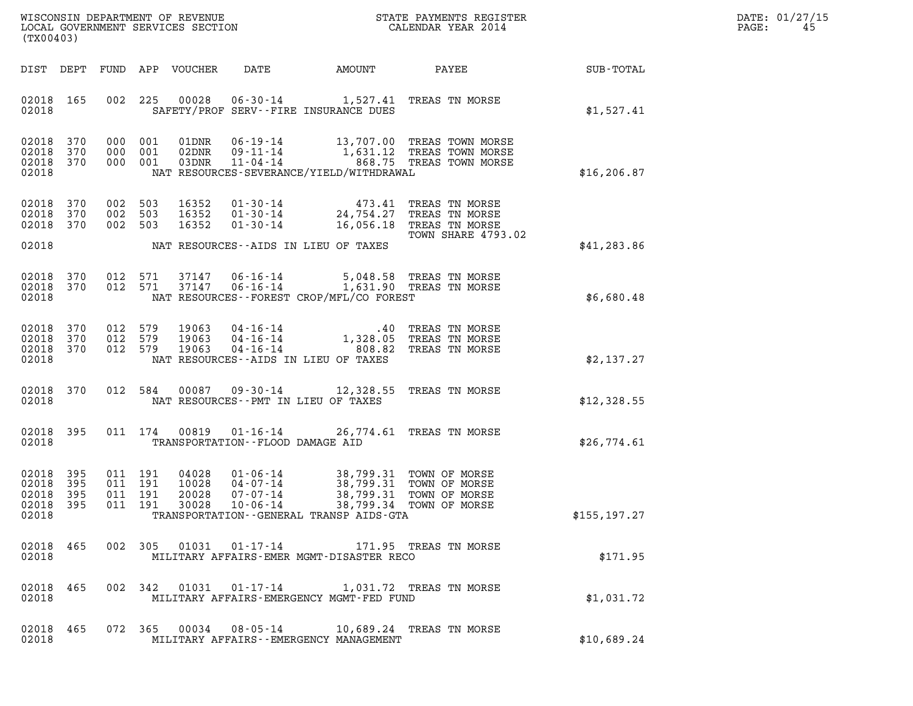WISCONSIN DEPARTMENT OF REVENUE
LOCAL GOVERNMENT SERVICES SECTION
(TX00403)

STATE PAYMENTS REGISTER
CALENDAR YEAR 2014

DATE: 01/27/15
PAGE: 45

| DIST | DEPT | FUND | APP | VOUCHER | DATE | AMOUNT | PAYEE | SUB-TOTAL |
|---|---|---|---|---|---|---|---|---|
| 02018 | 165 | 002 | 225 | 00028 | 06-30-14 | 1,527.41 | TREAS TN MORSE | |
| 02018 | | | | | SAFETY/PROF SERV--FIRE INSURANCE DUES | | | $1,527.41 |
| 02018 | 370 | 000 | 001 | 01DNR | 06-19-14 | 13,707.00 | TREAS TOWN MORSE | |
| 02018 | 370 | 000 | 001 | 02DNR | 09-11-14 | 1,631.12 | TREAS TOWN MORSE | |
| 02018 | 370 | 000 | 001 | 03DNR | 11-04-14 | 868.75 | TREAS TOWN MORSE | |
| 02018 | | | | | NAT RESOURCES-SEVERANCE/YIELD/WITHDRAWAL | | | $16,206.87 |
| 02018 | 370 | 002 | 503 | 16352 | 01-30-14 | 473.41 | TREAS TN MORSE | |
| 02018 | 370 | 002 | 503 | 16352 | 01-30-14 | 24,754.27 | TREAS TN MORSE | |
| 02018 | 370 | 002 | 503 | 16352 | 01-30-14 | 16,056.18 | TREAS TN MORSE TOWN SHARE 4793.02 | |
| 02018 | | | | | NAT RESOURCES--AIDS IN LIEU OF TAXES | | | $41,283.86 |
| 02018 | 370 | 012 | 571 | 37147 | 06-16-14 | 5,048.58 | TREAS TN MORSE | |
| 02018 | 370 | 012 | 571 | 37147 | 06-16-14 | 1,631.90 | TREAS TN MORSE | |
| 02018 | | | | | NAT RESOURCES--FOREST CROP/MFL/CO FOREST | | | $6,680.48 |
| 02018 | 370 | 012 | 579 | 19063 | 04-16-14 | .40 | TREAS TN MORSE | |
| 02018 | 370 | 012 | 579 | 19063 | 04-16-14 | 1,328.05 | TREAS TN MORSE | |
| 02018 | 370 | 012 | 579 | 19063 | 04-16-14 | 808.82 | TREAS TN MORSE | |
| 02018 | | | | | NAT RESOURCES--AIDS IN LIEU OF TAXES | | | $2,137.27 |
| 02018 | 370 | 012 | 584 | 00087 | 09-30-14 | 12,328.55 | TREAS TN MORSE | |
| 02018 | | | | | NAT RESOURCES--PMT IN LIEU OF TAXES | | | $12,328.55 |
| 02018 | 395 | 011 | 174 | 00819 | 01-16-14 | 26,774.61 | TREAS TN MORSE | |
| 02018 | | | | | TRANSPORTATION--FLOOD DAMAGE AID | | | $26,774.61 |
| 02018 | 395 | 011 | 191 | 04028 | 01-06-14 | 38,799.31 | TOWN OF MORSE | |
| 02018 | 395 | 011 | 191 | 10028 | 04-07-14 | 38,799.31 | TOWN OF MORSE | |
| 02018 | 395 | 011 | 191 | 20028 | 07-07-14 | 38,799.31 | TOWN OF MORSE | |
| 02018 | 395 | 011 | 191 | 30028 | 10-06-14 | 38,799.34 | TOWN OF MORSE | |
| 02018 | | | | | TRANSPORTATION--GENERAL TRANSP AIDS-GTA | | | $155,197.27 |
| 02018 | 465 | 002 | 305 | 01031 | 01-17-14 | 171.95 | TREAS TN MORSE | |
| 02018 | | | | | MILITARY AFFAIRS-EMER MGMT-DISASTER RECO | | | $171.95 |
| 02018 | 465 | 002 | 342 | 01031 | 01-17-14 | 1,031.72 | TREAS TN MORSE | |
| 02018 | | | | | MILITARY AFFAIRS-EMERGENCY MGMT-FED FUND | | | $1,031.72 |
| 02018 | 465 | 072 | 365 | 00034 | 08-05-14 | 10,689.24 | TREAS TN MORSE | |
| 02018 | | | | | MILITARY AFFAIRS--EMERGENCY MANAGEMENT | | | $10,689.24 |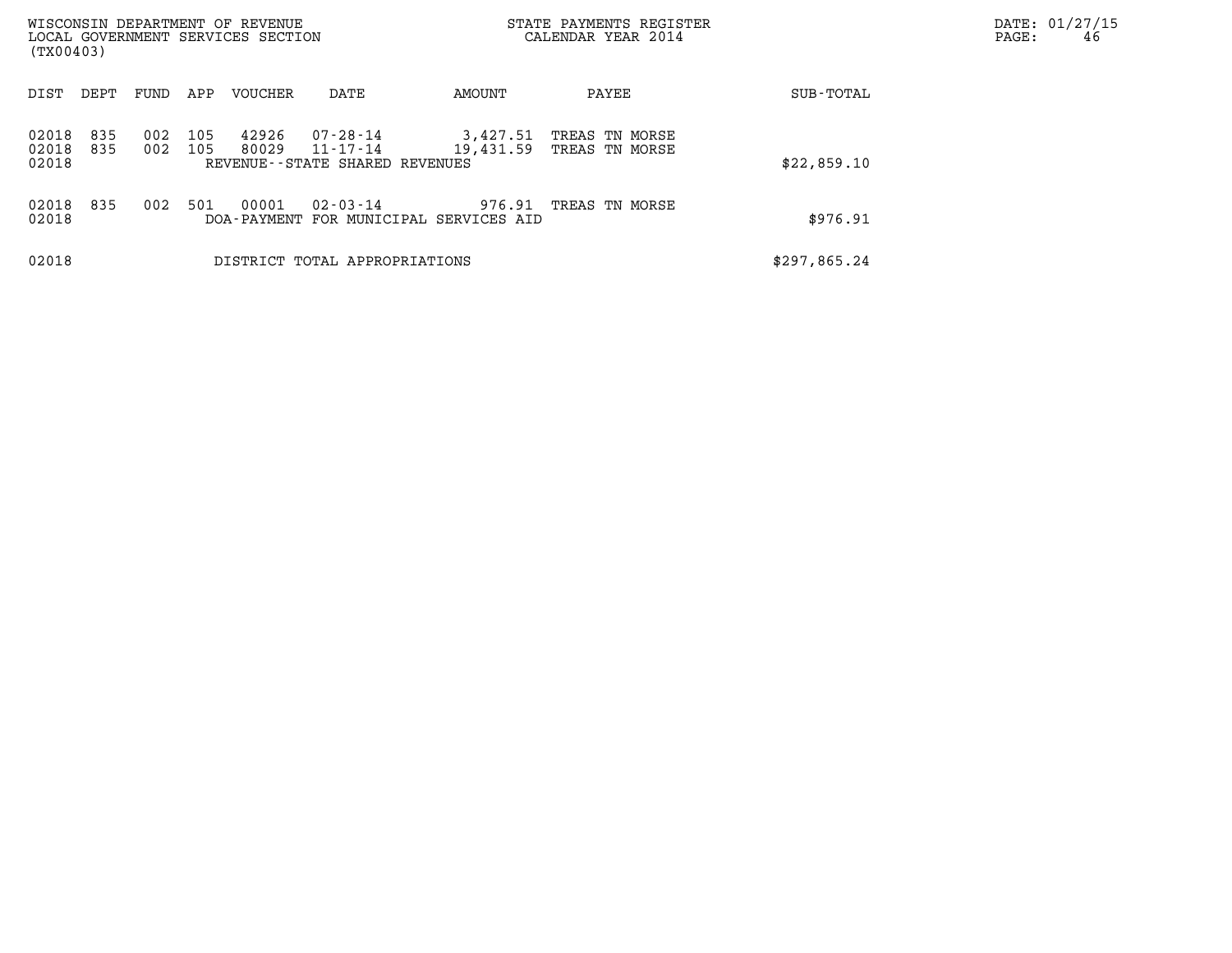WISCONSIN DEPARTMENT OF REVENUE
LOCAL GOVERNMENT SERVICES SECTION
(TX00403)

STATE PAYMENTS REGISTER
CALENDAR YEAR 2014

DATE: 01/27/15

| DIST | DEPT | FUND | APP | VOUCHER | DATE | AMOUNT | PAYEE | SUB-TOTAL |
|---|---|---|---|---|---|---|---|---|
| 02018 | 835 | 002 | 105 | 42926 | 07-28-14 | 3,427.51 | TREAS TN MORSE | |
| 02018 | 835 | 002 | 105 | 80029 | 11-17-14 | 19,431.59 | TREAS TN MORSE | |
| 02018 | | | | REVENUE--STATE SHARED REVENUES | | | | $22,859.10 |
| 02018 | 835 | 002 | 501 | 00001 | 02-03-14 | 976.91 | TREAS TN MORSE | |
| 02018 | | | | DOA-PAYMENT FOR MUNICIPAL SERVICES AID | | | | $976.91 |
| 02018 | | | | DISTRICT TOTAL APPROPRIATIONS | | | | $297,865.24 |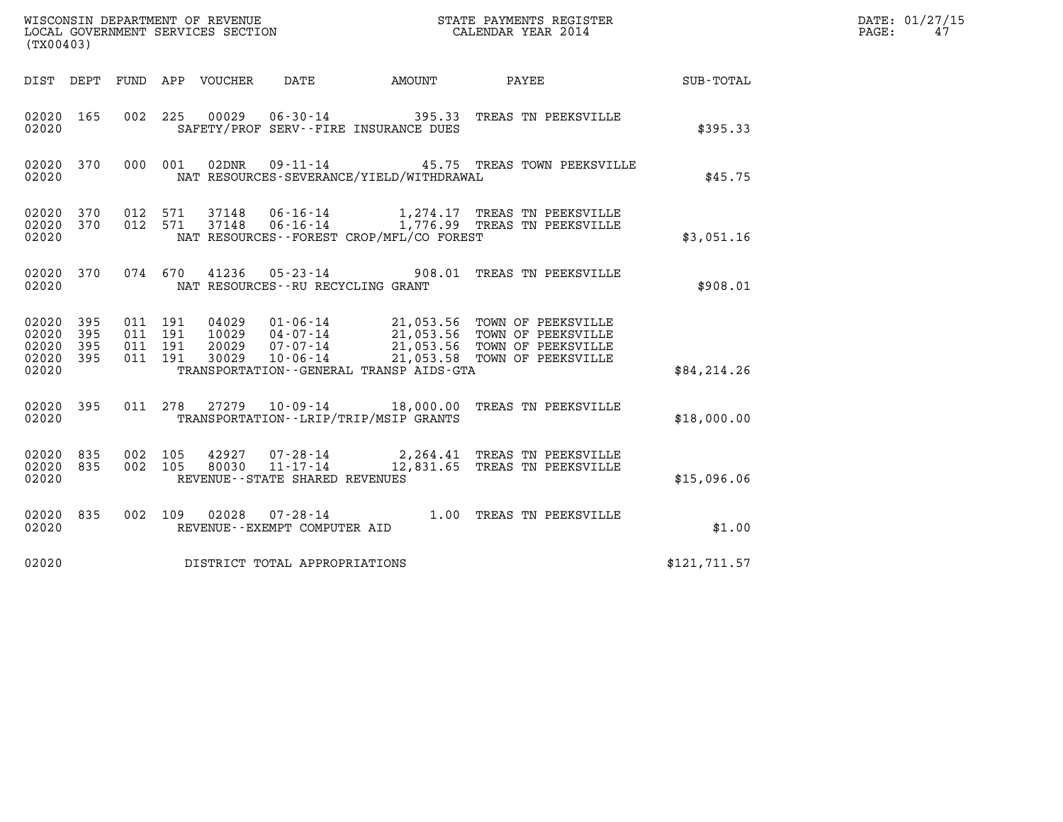WISCONSIN DEPARTMENT OF REVENUE
LOCAL GOVERNMENT SERVICES SECTION
(TX00403)

STATE PAYMENTS REGISTER
CALENDAR YEAR 2014

DATE: 01/27/15
PAGE: 47

| DIST | DEPT | FUND | APP | VOUCHER | DATE | AMOUNT | PAYEE | SUB-TOTAL |
|---|---|---|---|---|---|---|---|---|
| 02020 | 165 | 002 | 225 | 00029 | 06-30-14 | 395.33 | TREAS TN PEEKSVILLE | |
| 02020 | | | | | SAFETY/PROF SERV--FIRE INSURANCE DUES | | | $395.33 |
| 02020 | 370 | 000 | 001 | 02DNR | 09-11-14 | 45.75 | TREAS TOWN PEEKSVILLE | |
| 02020 | | | | | NAT RESOURCES-SEVERANCE/YIELD/WITHDRAWAL | | | $45.75 |
| 02020 | 370 | 012 | 571 | 37148 | 06-16-14 | 1,274.17 | TREAS TN PEEKSVILLE | |
| 02020 | 370 | 012 | 571 | 37148 | 06-16-14 | 1,776.99 | TREAS TN PEEKSVILLE | |
| 02020 | | | | | NAT RESOURCES--FOREST CROP/MFL/CO FOREST | | | $3,051.16 |
| 02020 | 370 | 074 | 670 | 41236 | 05-23-14 | 908.01 | TREAS TN PEEKSVILLE | |
| 02020 | | | | | NAT RESOURCES--RU RECYCLING GRANT | | | $908.01 |
| 02020 | 395 | 011 | 191 | 04029 | 01-06-14 | 21,053.56 | TOWN OF PEEKSVILLE | |
| 02020 | 395 | 011 | 191 | 10029 | 04-07-14 | 21,053.56 | TOWN OF PEEKSVILLE | |
| 02020 | 395 | 011 | 191 | 20029 | 07-07-14 | 21,053.56 | TOWN OF PEEKSVILLE | |
| 02020 | 395 | 011 | 191 | 30029 | 10-06-14 | 21,053.58 | TOWN OF PEEKSVILLE | |
| 02020 | | | | | TRANSPORTATION--GENERAL TRANSP AIDS-GTA | | | $84,214.26 |
| 02020 | 395 | 011 | 278 | 27279 | 10-09-14 | 18,000.00 | TREAS TN PEEKSVILLE | |
| 02020 | | | | | TRANSPORTATION--LRIP/TRIP/MSIP GRANTS | | | $18,000.00 |
| 02020 | 835 | 002 | 105 | 42927 | 07-28-14 | 2,264.41 | TREAS TN PEEKSVILLE | |
| 02020 | 835 | 002 | 105 | 80030 | 11-17-14 | 12,831.65 | TREAS TN PEEKSVILLE | |
| 02020 | | | | | REVENUE--STATE SHARED REVENUES | | | $15,096.06 |
| 02020 | 835 | 002 | 109 | 02028 | 07-28-14 | 1.00 | TREAS TN PEEKSVILLE | |
| 02020 | | | | | REVENUE--EXEMPT COMPUTER AID | | | $1.00 |
| 02020 | | | | | DISTRICT TOTAL APPROPRIATIONS | | | $121,711.57 |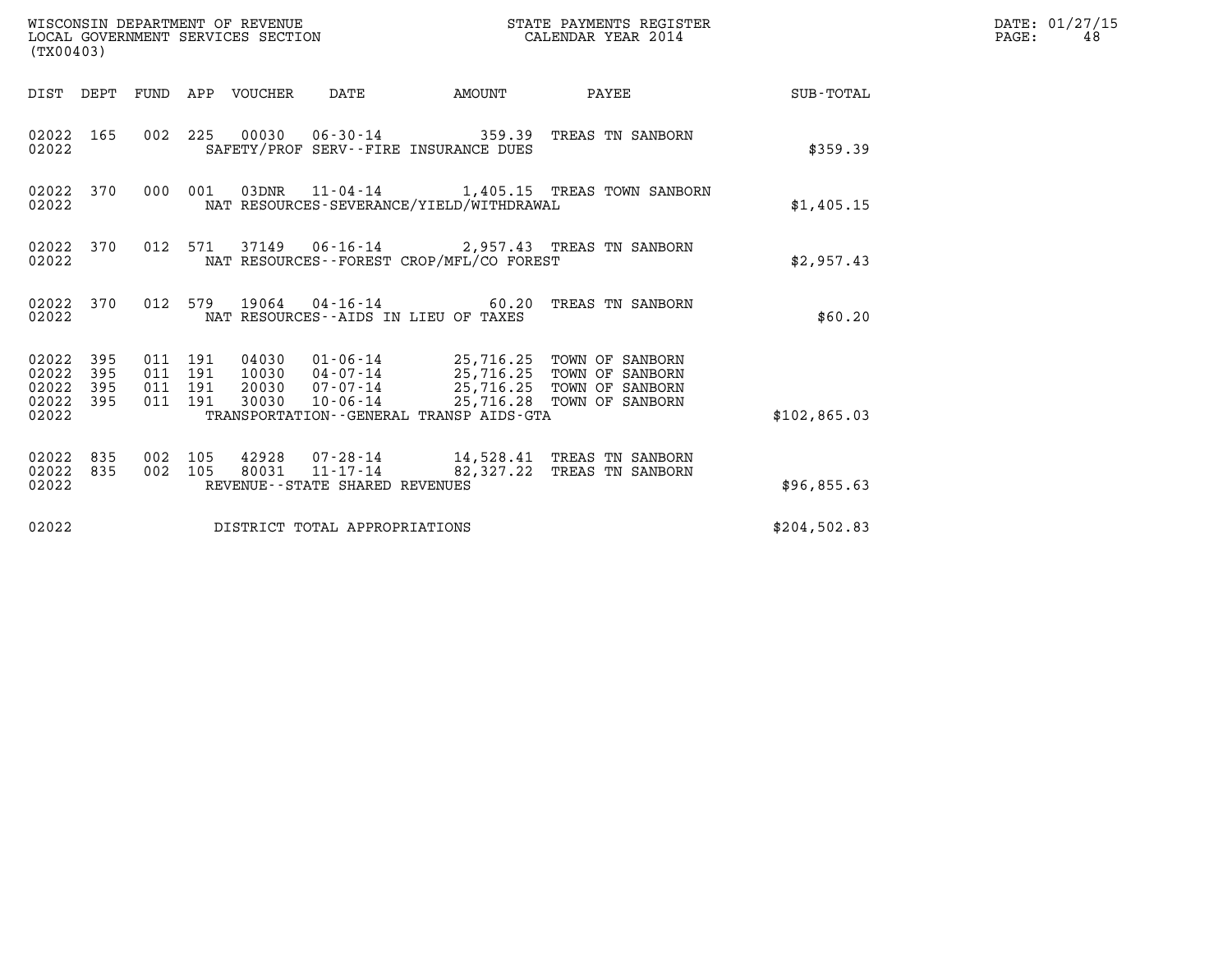WISCONSIN DEPARTMENT OF REVENUE
LOCAL GOVERNMENT SERVICES SECTION
(TX00403)

STATE PAYMENTS REGISTER
CALENDAR YEAR 2014

DATE: 01/27/15

| DIST | DEPT | FUND | APP | VOUCHER | DATE | AMOUNT | PAYEE | SUB-TOTAL |
|---|---|---|---|---|---|---|---|---|
| 02022 | 165 | 002 | 225 | 00030 | 06-30-14 | 359.39 | TREAS TN SANBORN | |
| 02022 | | | | SAFETY/PROF SERV--FIRE INSURANCE DUES | | | | $359.39 |
| 02022 | 370 | 000 | 001 | 03DNR | 11-04-14 | 1,405.15 | TREAS TOWN SANBORN | |
| 02022 | | | | NAT RESOURCES-SEVERANCE/YIELD/WITHDRAWAL | | | | $1,405.15 |
| 02022 | 370 | 012 | 571 | 37149 | 06-16-14 | 2,957.43 | TREAS TN SANBORN | |
| 02022 | | | | NAT RESOURCES--FOREST CROP/MFL/CO FOREST | | | | $2,957.43 |
| 02022 | 370 | 012 | 579 | 19064 | 04-16-14 | 60.20 | TREAS TN SANBORN | |
| 02022 | | | | NAT RESOURCES--AIDS IN LIEU OF TAXES | | | | $60.20 |
| 02022 | 395 | 011 | 191 | 04030 | 01-06-14 | 25,716.25 | TOWN OF SANBORN | |
| 02022 | 395 | 011 | 191 | 10030 | 04-07-14 | 25,716.25 | TOWN OF SANBORN | |
| 02022 | 395 | 011 | 191 | 20030 | 07-07-14 | 25,716.25 | TOWN OF SANBORN | |
| 02022 | 395 | 011 | 191 | 30030 | 10-06-14 | 25,716.28 | TOWN OF SANBORN | |
| 02022 | | | | TRANSPORTATION--GENERAL TRANSP AIDS-GTA | | | | $102,865.03 |
| 02022 | 835 | 002 | 105 | 42928 | 07-28-14 | 14,528.41 | TREAS TN SANBORN | |
| 02022 | 835 | 002 | 105 | 80031 | 11-17-14 | 82,327.22 | TREAS TN SANBORN | |
| 02022 | | | | REVENUE--STATE SHARED REVENUES | | | | $96,855.63 |
| 02022 | | | | DISTRICT TOTAL APPROPRIATIONS | | | | $204,502.83 |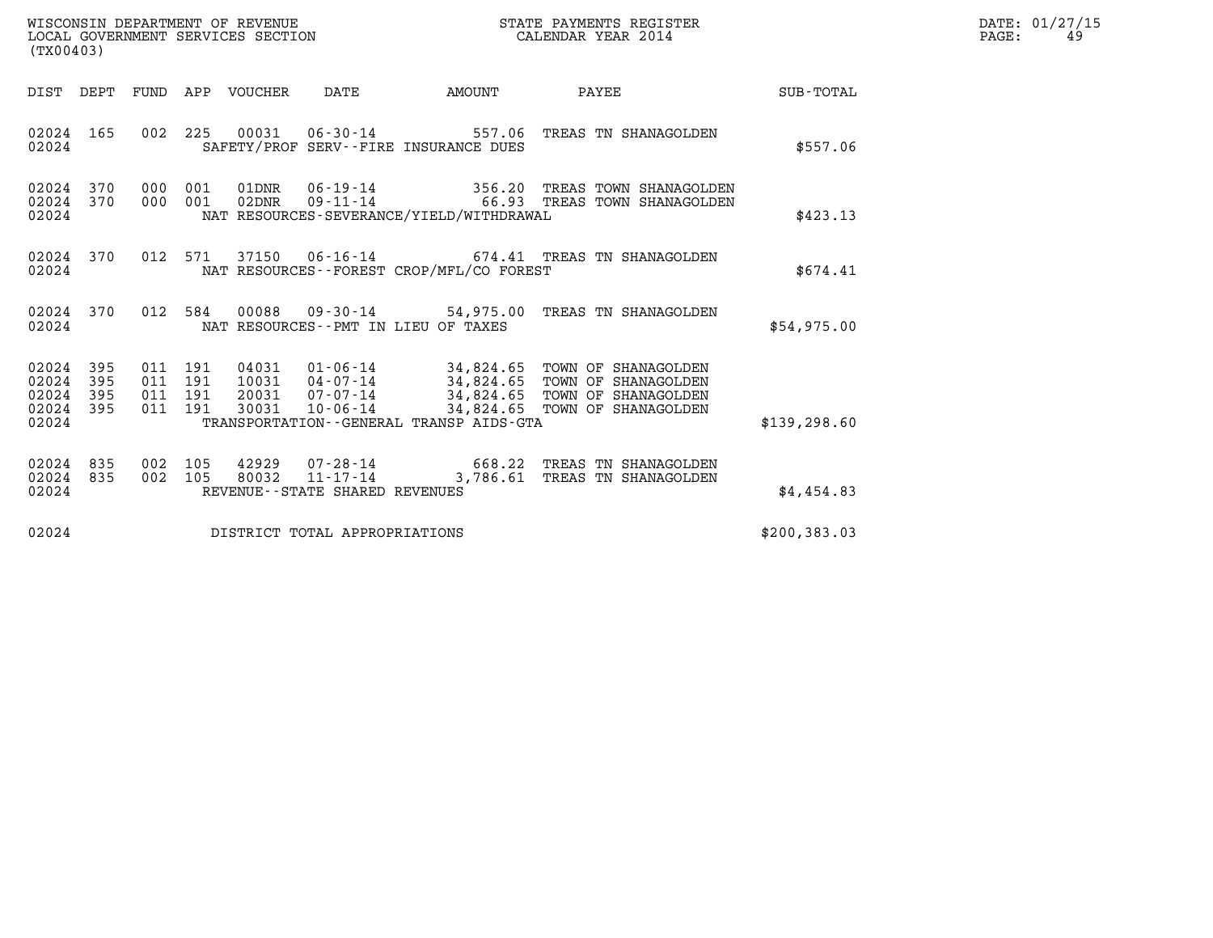WISCONSIN DEPARTMENT OF REVENUE
LOCAL GOVERNMENT SERVICES SECTION
(TX00403)

STATE PAYMENTS REGISTER
CALENDAR YEAR 2014

DATE: 01/27/15

| DIST | DEPT | FUND | APP | VOUCHER | DATE | AMOUNT | PAYEE | SUB-TOTAL |
|---|---|---|---|---|---|---|---|---|
| 02024 | 165 | 002 | 225 | 00031 | 06-30-14 | 557.06 | TREAS TN SHANAGOLDEN | |
| 02024 | | | | | SAFETY/PROF SERV--FIRE INSURANCE DUES | | | $557.06 |
| 02024 | 370 | 000 | 001 | 01DNR | 06-19-14 | 356.20 | TREAS TOWN SHANAGOLDEN | |
| 02024 | 370 | 000 | 001 | 02DNR | 09-11-14 | 66.93 | TREAS TOWN SHANAGOLDEN | |
| 02024 | | | | | NAT RESOURCES-SEVERANCE/YIELD/WITHDRAWAL | | | $423.13 |
| 02024 | 370 | 012 | 571 | 37150 | 06-16-14 | 674.41 | TREAS TN SHANAGOLDEN | |
| 02024 | | | | | NAT RESOURCES--FOREST CROP/MFL/CO FOREST | | | $674.41 |
| 02024 | 370 | 012 | 584 | 00088 | 09-30-14 | 54,975.00 | TREAS TN SHANAGOLDEN | |
| 02024 | | | | | NAT RESOURCES--PMT IN LIEU OF TAXES | | | $54,975.00 |
| 02024 | 395 | 011 | 191 | 04031 | 01-06-14 | 34,824.65 | TOWN OF SHANAGOLDEN | |
| 02024 | 395 | 011 | 191 | 10031 | 04-07-14 | 34,824.65 | TOWN OF SHANAGOLDEN | |
| 02024 | 395 | 011 | 191 | 20031 | 07-07-14 | 34,824.65 | TOWN OF SHANAGOLDEN | |
| 02024 | 395 | 011 | 191 | 30031 | 10-06-14 | 34,824.65 | TOWN OF SHANAGOLDEN | |
| 02024 | | | | | TRANSPORTATION--GENERAL TRANSP AIDS-GTA | | | $139,298.60 |
| 02024 | 835 | 002 | 105 | 42929 | 07-28-14 | 668.22 | TREAS TN SHANAGOLDEN | |
| 02024 | 835 | 002 | 105 | 80032 | 11-17-14 | 3,786.61 | TREAS TN SHANAGOLDEN | |
| 02024 | | | | | REVENUE--STATE SHARED REVENUES | | | $4,454.83 |
| 02024 | | | | | DISTRICT TOTAL APPROPRIATIONS | | | $200,383.03 |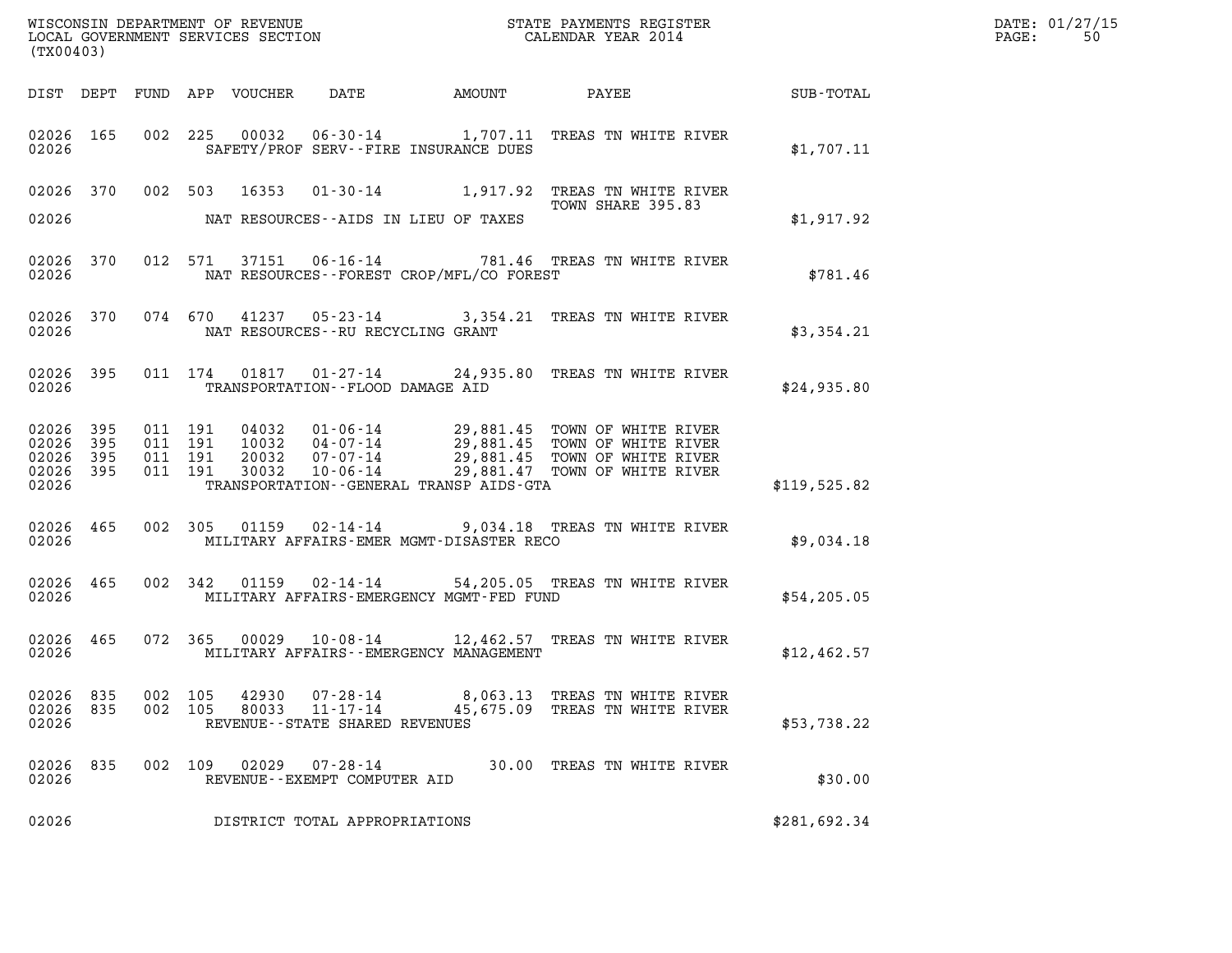WISCONSIN DEPARTMENT OF REVENUE
LOCAL GOVERNMENT SERVICES SECTION
(TX00403)

STATE PAYMENTS REGISTER
CALENDAR YEAR 2014

DATE: 01/27/15

| DIST | DEPT | FUND | APP | VOUCHER | DATE | AMOUNT | PAYEE | SUB-TOTAL |
|---|---|---|---|---|---|---|---|---|
| 02026 | 165 | 002 | 225 | 00032 | 06-30-14 | 1,707.11 | TREAS TN WHITE RIVER | |
| 02026 | | | | | SAFETY/PROF SERV--FIRE INSURANCE DUES | | | $1,707.11 |
| 02026 | 370 | 002 | 503 | 16353 | 01-30-14 | 1,917.92 | TREAS TN WHITE RIVER TOWN SHARE 395.83 | |
| 02026 | | | | | NAT RESOURCES--AIDS IN LIEU OF TAXES | | | $1,917.92 |
| 02026 | 370 | 012 | 571 | 37151 | 06-16-14 | 781.46 | TREAS TN WHITE RIVER | |
| 02026 | | | | | NAT RESOURCES--FOREST CROP/MFL/CO FOREST | | | $781.46 |
| 02026 | 370 | 074 | 670 | 41237 | 05-23-14 | 3,354.21 | TREAS TN WHITE RIVER | |
| 02026 | | | | | NAT RESOURCES--RU RECYCLING GRANT | | | $3,354.21 |
| 02026 | 395 | 011 | 174 | 01817 | 01-27-14 | 24,935.80 | TREAS TN WHITE RIVER | |
| 02026 | | | | | TRANSPORTATION--FLOOD DAMAGE AID | | | $24,935.80 |
| 02026 | 395 | 011 | 191 | 04032 | 01-06-14 | 29,881.45 | TOWN OF WHITE RIVER | |
| 02026 | 395 | 011 | 191 | 10032 | 04-07-14 | 29,881.45 | TOWN OF WHITE RIVER | |
| 02026 | 395 | 011 | 191 | 20032 | 07-07-14 | 29,881.45 | TOWN OF WHITE RIVER | |
| 02026 | 395 | 011 | 191 | 30032 | 10-06-14 | 29,881.47 | TOWN OF WHITE RIVER | |
| 02026 | | | | | TRANSPORTATION--GENERAL TRANSP AIDS-GTA | | | $119,525.82 |
| 02026 | 465 | 002 | 305 | 01159 | 02-14-14 | 9,034.18 | TREAS TN WHITE RIVER | |
| 02026 | | | | | MILITARY AFFAIRS-EMER MGMT-DISASTER RECO | | | $9,034.18 |
| 02026 | 465 | 002 | 342 | 01159 | 02-14-14 | 54,205.05 | TREAS TN WHITE RIVER | |
| 02026 | | | | | MILITARY AFFAIRS-EMERGENCY MGMT-FED FUND | | | $54,205.05 |
| 02026 | 465 | 072 | 365 | 00029 | 10-08-14 | 12,462.57 | TREAS TN WHITE RIVER | |
| 02026 | | | | | MILITARY AFFAIRS--EMERGENCY MANAGEMENT | | | $12,462.57 |
| 02026 | 835 | 002 | 105 | 42930 | 07-28-14 | 8,063.13 | TREAS TN WHITE RIVER | |
| 02026 | 835 | 002 | 105 | 80033 | 11-17-14 | 45,675.09 | TREAS TN WHITE RIVER | |
| 02026 | | | | | REVENUE--STATE SHARED REVENUES | | | $53,738.22 |
| 02026 | 835 | 002 | 109 | 02029 | 07-28-14 | 30.00 | TREAS TN WHITE RIVER | |
| 02026 | | | | | REVENUE--EXEMPT COMPUTER AID | | | $30.00 |
| 02026 | | | | | DISTRICT TOTAL APPROPRIATIONS | | | $281,692.34 |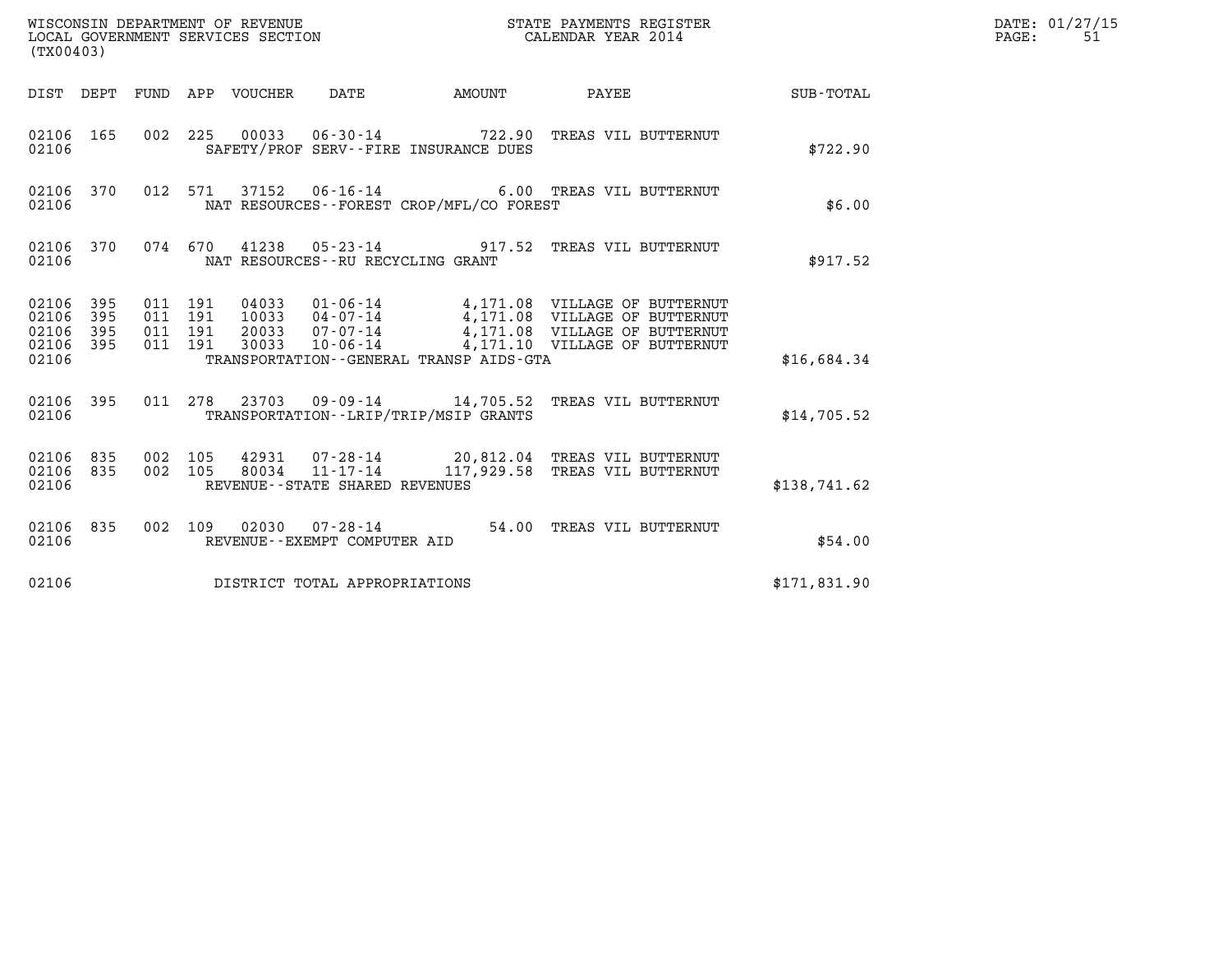WISCONSIN DEPARTMENT OF REVENUE
LOCAL GOVERNMENT SERVICES SECTION
(TX00403)

STATE PAYMENTS REGISTER
CALENDAR YEAR 2014

DATE: 01/27/15
PAGE: 51

| DIST | DEPT | FUND | APP | VOUCHER | DATE | AMOUNT | PAYEE | SUB-TOTAL |
|---|---|---|---|---|---|---|---|---|
| 02106 | 165 | 002 | 225 | 00033 | 06-30-14 | 722.90 | TREAS VIL BUTTERNUT | |
| 02106 | | | | SAFETY/PROF SERV--FIRE INSURANCE DUES | | | | $722.90 |
| 02106 | 370 | 012 | 571 | 37152 | 06-16-14 | 6.00 | TREAS VIL BUTTERNUT | |
| 02106 | | | | NAT RESOURCES--FOREST CROP/MFL/CO FOREST | | | | $6.00 |
| 02106 | 370 | 074 | 670 | 41238 | 05-23-14 | 917.52 | TREAS VIL BUTTERNUT | |
| 02106 | | | | NAT RESOURCES--RU RECYCLING GRANT | | | | $917.52 |
| 02106 | 395 | 011 | 191 | 04033 | 01-06-14 | 4,171.08 | VILLAGE OF BUTTERNUT | |
| 02106 | 395 | 011 | 191 | 10033 | 04-07-14 | 4,171.08 | VILLAGE OF BUTTERNUT | |
| 02106 | 395 | 011 | 191 | 20033 | 07-07-14 | 4,171.08 | VILLAGE OF BUTTERNUT | |
| 02106 | 395 | 011 | 191 | 30033 | 10-06-14 | 4,171.10 | VILLAGE OF BUTTERNUT | |
| 02106 | | | | TRANSPORTATION--GENERAL TRANSP AIDS-GTA | | | | $16,684.34 |
| 02106 | 395 | 011 | 278 | 23703 | 09-09-14 | 14,705.52 | TREAS VIL BUTTERNUT | |
| 02106 | | | | TRANSPORTATION--LRIP/TRIP/MSIP GRANTS | | | | $14,705.52 |
| 02106 | 835 | 002 | 105 | 42931 | 07-28-14 | 20,812.04 | TREAS VIL BUTTERNUT | |
| 02106 | 835 | 002 | 105 | 80034 | 11-17-14 | 117,929.58 | TREAS VIL BUTTERNUT | |
| 02106 | | | | REVENUE--STATE SHARED REVENUES | | | | $138,741.62 |
| 02106 | 835 | 002 | 109 | 02030 | 07-28-14 | 54.00 | TREAS VIL BUTTERNUT | |
| 02106 | | | | REVENUE--EXEMPT COMPUTER AID | | | | $54.00 |
| 02106 | | | | DISTRICT TOTAL APPROPRIATIONS | | | | $171,831.90 |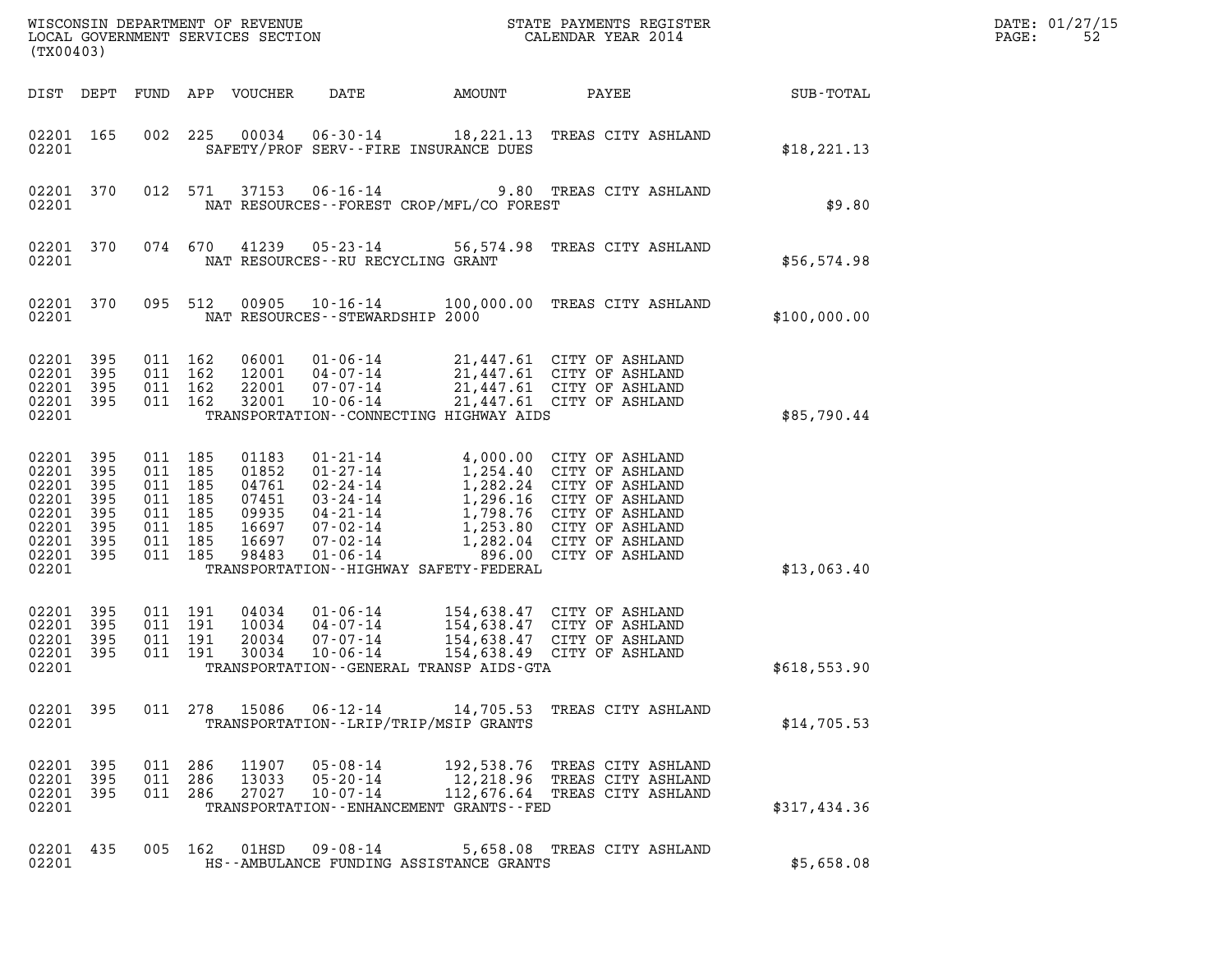WISCONSIN DEPARTMENT OF REVENUE
LOCAL GOVERNMENT SERVICES SECTION
(TX00403)

STATE PAYMENTS REGISTER
CALENDAR YEAR 2014

| DIST | DEPT | FUND | APP | VOUCHER | DATE | AMOUNT | PAYEE | SUB-TOTAL |
|---|---|---|---|---|---|---|---|---|
| 02201 | 165 | 002 | 225 | 00034 | 06-30-14 | 18,221.13 | TREAS CITY ASHLAND | |
| 02201 | | | | | SAFETY/PROF SERV--FIRE INSURANCE DUES | | | $18,221.13 |
| 02201 | 370 | 012 | 571 | 37153 | 06-16-14 | 9.80 | TREAS CITY ASHLAND | |
| 02201 | | | | | NAT RESOURCES--FOREST CROP/MFL/CO FOREST | | | $9.80 |
| 02201 | 370 | 074 | 670 | 41239 | 05-23-14 | 56,574.98 | TREAS CITY ASHLAND | |
| 02201 | | | | | NAT RESOURCES--RU RECYCLING GRANT | | | $56,574.98 |
| 02201 | 370 | 095 | 512 | 00905 | 10-16-14 | 100,000.00 | TREAS CITY ASHLAND | |
| 02201 | | | | | NAT RESOURCES--STEWARDSHIP 2000 | | | $100,000.00 |
| 02201 | 395 | 011 | 162 | 06001 | 01-06-14 | 21,447.61 | CITY OF ASHLAND | |
| 02201 | 395 | 011 | 162 | 12001 | 04-07-14 | 21,447.61 | CITY OF ASHLAND | |
| 02201 | 395 | 011 | 162 | 22001 | 07-07-14 | 21,447.61 | CITY OF ASHLAND | |
| 02201 | 395 | 011 | 162 | 32001 | 10-06-14 | 21,447.61 | CITY OF ASHLAND | |
| 02201 | | | | | TRANSPORTATION--CONNECTING HIGHWAY AIDS | | | $85,790.44 |
| 02201 | 395 | 011 | 185 | 01183 | 01-21-14 | 4,000.00 | CITY OF ASHLAND | |
| 02201 | 395 | 011 | 185 | 01852 | 01-27-14 | 1,254.40 | CITY OF ASHLAND | |
| 02201 | 395 | 011 | 185 | 04761 | 02-24-14 | 1,282.24 | CITY OF ASHLAND | |
| 02201 | 395 | 011 | 185 | 07451 | 03-24-14 | 1,296.16 | CITY OF ASHLAND | |
| 02201 | 395 | 011 | 185 | 09935 | 04-21-14 | 1,798.76 | CITY OF ASHLAND | |
| 02201 | 395 | 011 | 185 | 16697 | 07-02-14 | 1,253.80 | CITY OF ASHLAND | |
| 02201 | 395 | 011 | 185 | 16697 | 07-02-14 | 1,282.04 | CITY OF ASHLAND | |
| 02201 | 395 | 011 | 185 | 98483 | 01-06-14 | 896.00 | CITY OF ASHLAND | |
| 02201 | | | | | TRANSPORTATION--HIGHWAY SAFETY-FEDERAL | | | $13,063.40 |
| 02201 | 395 | 011 | 191 | 04034 | 01-06-14 | 154,638.47 | CITY OF ASHLAND | |
| 02201 | 395 | 011 | 191 | 10034 | 04-07-14 | 154,638.47 | CITY OF ASHLAND | |
| 02201 | 395 | 011 | 191 | 20034 | 07-07-14 | 154,638.47 | CITY OF ASHLAND | |
| 02201 | 395 | 011 | 191 | 30034 | 10-06-14 | 154,638.49 | CITY OF ASHLAND | |
| 02201 | | | | | TRANSPORTATION--GENERAL TRANSP AIDS-GTA | | | $618,553.90 |
| 02201 | 395 | 011 | 278 | 15086 | 06-12-14 | 14,705.53 | TREAS CITY ASHLAND | |
| 02201 | | | | | TRANSPORTATION--LRIP/TRIP/MSIP GRANTS | | | $14,705.53 |
| 02201 | 395 | 011 | 286 | 11907 | 05-08-14 | 192,538.76 | TREAS CITY ASHLAND | |
| 02201 | 395 | 011 | 286 | 13033 | 05-20-14 | 12,218.96 | TREAS CITY ASHLAND | |
| 02201 | 395 | 011 | 286 | 27027 | 10-07-14 | 112,676.64 | TREAS CITY ASHLAND | |
| 02201 | | | | | TRANSPORTATION--ENHANCEMENT GRANTS--FED | | | $317,434.36 |
| 02201 | 435 | 005 | 162 | 01HSD | 09-08-14 | 5,658.08 | TREAS CITY ASHLAND | |
| 02201 | | | | | HS--AMBULANCE FUNDING ASSISTANCE GRANTS | | | $5,658.08 |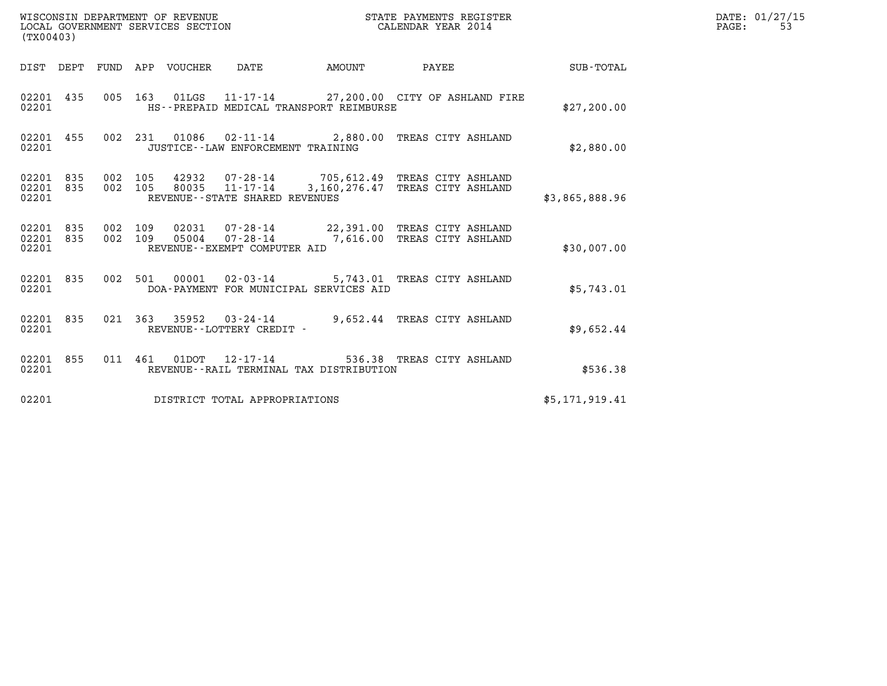WISCONSIN DEPARTMENT OF REVENUE
LOCAL GOVERNMENT SERVICES SECTION
(TX00403)

STATE PAYMENTS REGISTER
CALENDAR YEAR 2014

DATE: 01/27/15
PAGE: 53

| DIST | DEPT | FUND | APP | VOUCHER | DATE | AMOUNT | PAYEE | SUB-TOTAL |
|---|---|---|---|---|---|---|---|---|
| 02201 | 435 | 005 | 163 | 01LGS | 11-17-14 | 27,200.00 | CITY OF ASHLAND FIRE | |
| 02201 | | | | HS--PREPAID MEDICAL TRANSPORT REIMBURSE | | | | $27,200.00 |
| 02201 | 455 | 002 | 231 | 01086 | 02-11-14 | 2,880.00 | TREAS CITY ASHLAND | |
| 02201 | | | | JUSTICE--LAW ENFORCEMENT TRAINING | | | | $2,880.00 |
| 02201 | 835 | 002 | 105 | 42932 | 07-28-14 | 705,612.49 | TREAS CITY ASHLAND | |
| 02201 | 835 | 002 | 105 | 80035 | 11-17-14 | 3,160,276.47 | TREAS CITY ASHLAND | |
| 02201 | | | | REVENUE--STATE SHARED REVENUES | | | | $3,865,888.96 |
| 02201 | 835 | 002 | 109 | 02031 | 07-28-14 | 22,391.00 | TREAS CITY ASHLAND | |
| 02201 | 835 | 002 | 109 | 05004 | 07-28-14 | 7,616.00 | TREAS CITY ASHLAND | |
| 02201 | | | | REVENUE--EXEMPT COMPUTER AID | | | | $30,007.00 |
| 02201 | 835 | 002 | 501 | 00001 | 02-03-14 | 5,743.01 | TREAS CITY ASHLAND | |
| 02201 | | | | DOA-PAYMENT FOR MUNICIPAL SERVICES AID | | | | $5,743.01 |
| 02201 | 835 | 021 | 363 | 35952 | 03-24-14 | 9,652.44 | TREAS CITY ASHLAND | |
| 02201 | | | | REVENUE--LOTTERY CREDIT - | | | | $9,652.44 |
| 02201 | 855 | 011 | 461 | 01DOT | 12-17-14 | 536.38 | TREAS CITY ASHLAND | |
| 02201 | | | | REVENUE--RAIL TERMINAL TAX DISTRIBUTION | | | | $536.38 |
| 02201 | | | | DISTRICT TOTAL APPROPRIATIONS | | | | $5,171,919.41 |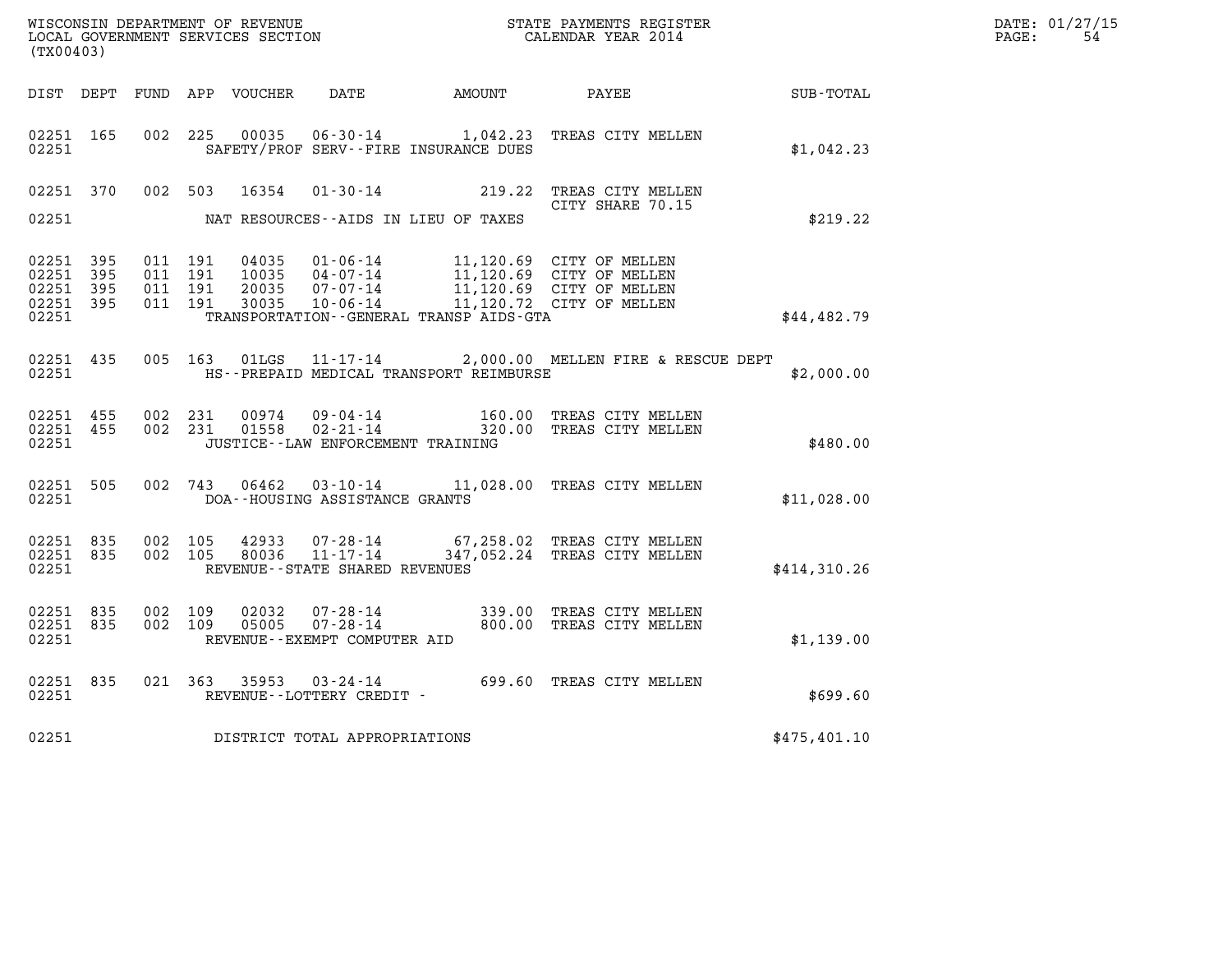WISCONSIN DEPARTMENT OF REVENUE
LOCAL GOVERNMENT SERVICES SECTION
(TX00403)

STATE PAYMENTS REGISTER
CALENDAR YEAR 2014

DATE: 01/27/15
PAGE: 54

| DIST | DEPT | FUND | APP | VOUCHER | DATE | AMOUNT | PAYEE | SUB-TOTAL |
|---|---|---|---|---|---|---|---|---|
| 02251 | 165 | 002 | 225 | 00035 | 06-30-14 | 1,042.23 | TREAS CITY MELLEN | |
| 02251 | | | | | SAFETY/PROF SERV--FIRE INSURANCE DUES | | | $1,042.23 |
| 02251 | 370 | 002 | 503 | 16354 | 01-30-14 | 219.22 | TREAS CITY MELLEN CITY SHARE 70.15 | |
| 02251 | | | | | NAT RESOURCES--AIDS IN LIEU OF TAXES | | | $219.22 |
| 02251 | 395 | 011 | 191 | 04035 | 01-06-14 | 11,120.69 | CITY OF MELLEN | |
| 02251 | 395 | 011 | 191 | 10035 | 04-07-14 | 11,120.69 | CITY OF MELLEN | |
| 02251 | 395 | 011 | 191 | 20035 | 07-07-14 | 11,120.69 | CITY OF MELLEN | |
| 02251 | 395 | 011 | 191 | 30035 | 10-06-14 | 11,120.72 | CITY OF MELLEN | |
| 02251 | | | | | TRANSPORTATION--GENERAL TRANSP AIDS-GTA | | | $44,482.79 |
| 02251 | 435 | 005 | 163 | 01LGS | 11-17-14 | 2,000.00 | MELLEN FIRE & RESCUE DEPT | |
| 02251 | | | | | HS--PREPAID MEDICAL TRANSPORT REIMBURSE | | | $2,000.00 |
| 02251 | 455 | 002 | 231 | 00974 | 09-04-14 | 160.00 | TREAS CITY MELLEN | |
| 02251 | 455 | 002 | 231 | 01558 | 02-21-14 | 320.00 | TREAS CITY MELLEN | |
| 02251 | | | | | JUSTICE--LAW ENFORCEMENT TRAINING | | | $480.00 |
| 02251 | 505 | 002 | 743 | 06462 | 03-10-14 | 11,028.00 | TREAS CITY MELLEN | |
| 02251 | | | | | DOA--HOUSING ASSISTANCE GRANTS | | | $11,028.00 |
| 02251 | 835 | 002 | 105 | 42933 | 07-28-14 | 67,258.02 | TREAS CITY MELLEN | |
| 02251 | 835 | 002 | 105 | 80036 | 11-17-14 | 347,052.24 | TREAS CITY MELLEN | |
| 02251 | | | | | REVENUE--STATE SHARED REVENUES | | | $414,310.26 |
| 02251 | 835 | 002 | 109 | 02032 | 07-28-14 | 339.00 | TREAS CITY MELLEN | |
| 02251 | 835 | 002 | 109 | 05005 | 07-28-14 | 800.00 | TREAS CITY MELLEN | |
| 02251 | | | | | REVENUE--EXEMPT COMPUTER AID | | | $1,139.00 |
| 02251 | 835 | 021 | 363 | 35953 | 03-24-14 | 699.60 | TREAS CITY MELLEN | |
| 02251 | | | | | REVENUE--LOTTERY CREDIT - | | | $699.60 |
| 02251 | | | | | DISTRICT TOTAL APPROPRIATIONS | | | $475,401.10 |